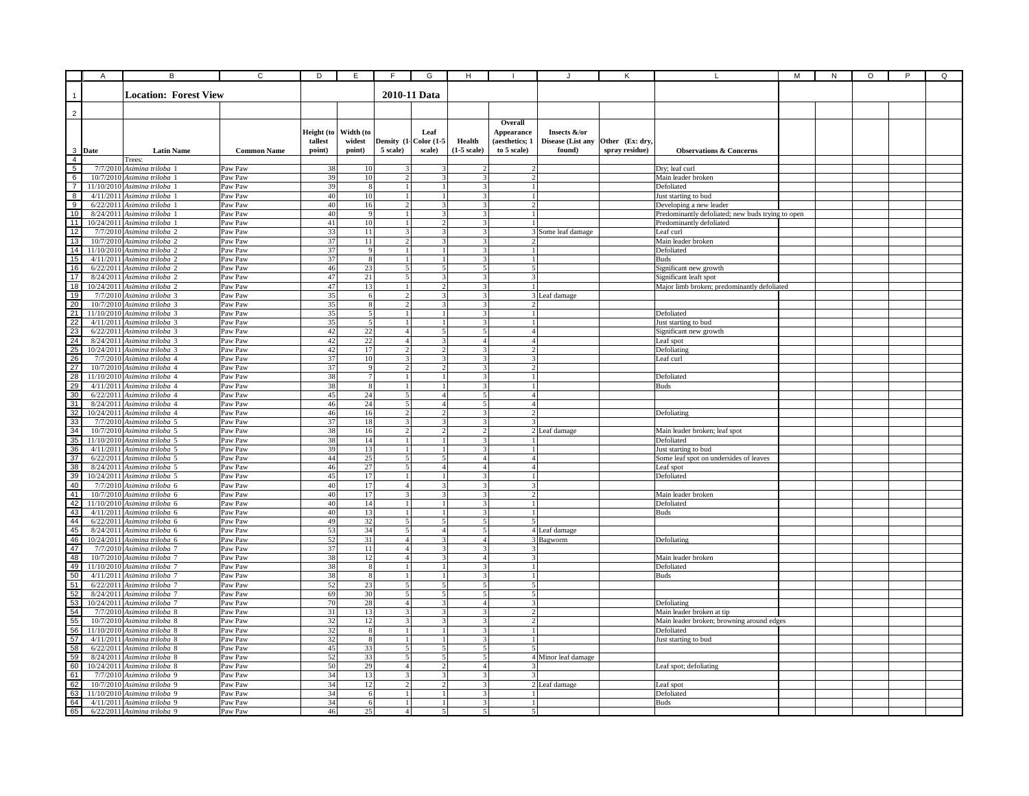## Location: Forest View

## 2010-11 Data

| Date | Latin Name | Common Name | Height (to tallest point) | Width (to widest point) | Density (1-5 scale) | Leaf Color (1-5 scale) | Health (1-5 scale) | Overall Appearance (aesthetics; 1 to 5 scale) | Insects &/or Disease (List any found) | Other (Ex: dry, spray residue) | Observations & Concerns |
|---|---|---|---|---|---|---|---|---|---|---|---|
| | Trees: | | | | | | | | | | |
| 7/7/2010 | *Asimina triloba* 1 | Paw Paw | 38 | 10 | 3 | 3 | 2 | 2 | | | Dry; leaf curl |
| 10/7/2010 | *Asimina triloba* 1 | Paw Paw | 39 | 10 | 2 | 3 | 3 | 2 | | | Main leader broken |
| 11/10/2010 | *Asimina triloba* 1 | Paw Paw | 39 | 8 | 1 | 1 | 3 | 1 | | | Defoliated |
| 4/11/2011 | *Asimina triloba* 1 | Paw Paw | 40 | 10 | 1 | 1 | 3 | 1 | | | Just starting to bud |
| 6/22/2011 | *Asimina triloba* 1 | Paw Paw | 40 | 16 | 2 | 3 | 3 | 2 | | | Developing a new leader |
| 8/24/2011 | *Asimina triloba* 1 | Paw Paw | 40 | 9 | 1 | 3 | 3 | 1 | | | Predominantly defoliated; new buds trying to open |
| 10/24/2011 | *Asimina triloba* 1 | Paw Paw | 41 | 10 | 1 | 2 | 3 | 1 | | | Predominantly defoliated |
| 7/7/2010 | *Asimina triloba* 2 | Paw Paw | 33 | 11 | 3 | 3 | 3 | 3 | Some leaf damage | | Leaf curl |
| 10/7/2010 | *Asimina triloba* 2 | Paw Paw | 37 | 11 | 2 | 3 | 3 | 2 | | | Main leader broken |
| 11/10/2010 | *Asimina triloba* 2 | Paw Paw | 37 | 9 | 1 | 1 | 3 | 1 | | | Defoliated |
| 4/11/2011 | *Asimina triloba* 2 | Paw Paw | 37 | 8 | 1 | 1 | 3 | 1 | | | Buds |
| 6/22/2011 | *Asimina triloba* 2 | Paw Paw | 46 | 23 | 5 | 5 | 5 | 5 | | | Significant new growth |
| 8/24/2011 | *Asimina triloba* 2 | Paw Paw | 47 | 21 | 5 | 3 | 3 | 3 | | | Significant leaft spot |
| 10/24/2011 | *Asimina triloba* 2 | Paw Paw | 47 | 13 | 1 | 2 | 3 | 1 | | | Major limb broken; predominantly defoliated |
| 7/7/2010 | *Asimina triloba* 3 | Paw Paw | 35 | 6 | 2 | 3 | 3 | 3 | Leaf damage | | |
| 10/7/2010 | *Asimina triloba* 3 | Paw Paw | 35 | 8 | 2 | 3 | 3 | 2 | | | |
| 11/10/2010 | *Asimina triloba* 3 | Paw Paw | 35 | 5 | 1 | 1 | 3 | 1 | | | Defoliated |
| 4/11/2011 | *Asimina triloba* 3 | Paw Paw | 35 | 5 | 1 | 1 | 3 | 1 | | | Just starting to bud |
| 6/22/2011 | *Asimina triloba* 3 | Paw Paw | 42 | 22 | 4 | 5 | 5 | 4 | | | Significant new growth |
| 8/24/2011 | *Asimina triloba* 3 | Paw Paw | 42 | 22 | 4 | 3 | 4 | 4 | | | Leaf spot |
| 10/24/2011 | *Asimina triloba* 3 | Paw Paw | 42 | 17 | 2 | 2 | 3 | 2 | | | Defoliating |
| 7/7/2010 | *Asimina triloba* 4 | Paw Paw | 37 | 10 | 3 | 3 | 3 | 3 | | | Leaf curl |
| 10/7/2010 | *Asimina triloba* 4 | Paw Paw | 37 | 9 | 2 | 2 | 3 | 2 | | | |
| 11/10/2010 | *Asimina triloba* 4 | Paw Paw | 38 | 7 | 1 | 1 | 3 | 1 | | | Defoliated |
| 4/11/2011 | *Asimina triloba* 4 | Paw Paw | 38 | 8 | 1 | 1 | 3 | 1 | | | Buds |
| 6/22/2011 | *Asimina triloba* 4 | Paw Paw | 45 | 24 | 5 | 4 | 5 | 4 | | | |
| 8/24/2011 | *Asimina triloba* 4 | Paw Paw | 46 | 24 | 5 | 4 | 5 | 4 | | | |
| 10/24/2011 | *Asimina triloba* 4 | Paw Paw | 46 | 16 | 2 | 2 | 3 | 2 | | | Defoliating |
| 7/7/2010 | *Asimina triloba* 5 | Paw Paw | 37 | 18 | 3 | 3 | 3 | 3 | | | |
| 10/7/2010 | *Asimina triloba* 5 | Paw Paw | 38 | 16 | 2 | 2 | 2 | 2 | Leaf damage | | Main leader broken; leaf spot |
| 11/10/2010 | *Asimina triloba* 5 | Paw Paw | 38 | 14 | 1 | 1 | 3 | 1 | | | Defoliated |
| 4/11/2011 | *Asimina triloba* 5 | Paw Paw | 39 | 13 | 1 | 1 | 3 | 1 | | | Just starting to bud |
| 6/22/2011 | *Asimina triloba* 5 | Paw Paw | 44 | 25 | 5 | 5 | 4 | 4 | | | Some leaf spot on undersides of leaves |
| 8/24/2011 | *Asimina triloba* 5 | Paw Paw | 46 | 27 | 5 | 4 | 4 | 4 | | | Leaf spot |
| 10/24/2011 | *Asimina triloba* 5 | Paw Paw | 45 | 17 | 1 | 1 | 3 | 1 | | | Defoliated |
| 7/7/2010 | *Asimina triloba* 6 | Paw Paw | 40 | 17 | 4 | 3 | 3 | 3 | | | |
| 10/7/2010 | *Asimina triloba* 6 | Paw Paw | 40 | 17 | 3 | 3 | 3 | 2 | | | Main leader broken |
| 11/10/2010 | *Asimina triloba* 6 | Paw Paw | 40 | 14 | 1 | 1 | 3 | 1 | | | Defoliated |
| 4/11/2011 | *Asimina triloba* 6 | Paw Paw | 40 | 13 | 1 | 1 | 3 | 1 | | | Buds |
| 6/22/2011 | *Asimina triloba* 6 | Paw Paw | 49 | 32 | 5 | 5 | 5 | 5 | | | |
| 8/24/2011 | *Asimina triloba* 6 | Paw Paw | 53 | 34 | 5 | 4 | 5 | 4 | Leaf damage | | |
| 10/24/2011 | *Asimina triloba* 6 | Paw Paw | 52 | 31 | 4 | 3 | 4 | 3 | Bagworm | | Defoliating |
| 7/7/2010 | *Asimina triloba* 7 | Paw Paw | 37 | 11 | 4 | 3 | 3 | 3 | | | |
| 10/7/2010 | *Asimina triloba* 7 | Paw Paw | 38 | 12 | 4 | 3 | 4 | 3 | | | Main leader broken |
| 11/10/2010 | *Asimina triloba* 7 | Paw Paw | 38 | 8 | 1 | 1 | 3 | 1 | | | Defoliated |
| 4/11/2011 | *Asimina triloba* 7 | Paw Paw | 38 | 8 | 1 | 1 | 3 | 1 | | | Buds |
| 6/22/2011 | *Asimina triloba* 7 | Paw Paw | 52 | 23 | 5 | 5 | 5 | 5 | | | |
| 8/24/2011 | *Asimina triloba* 7 | Paw Paw | 69 | 30 | 5 | 5 | 5 | 5 | | | |
| 10/24/2011 | *Asimina triloba* 7 | Paw Paw | 70 | 28 | 4 | 3 | 4 | 3 | | | Defoliating |
| 7/7/2010 | *Asimina triloba* 8 | Paw Paw | 31 | 13 | 3 | 3 | 3 | 2 | | | Main leader broken at tip |
| 10/7/2010 | *Asimina triloba* 8 | Paw Paw | 32 | 12 | 3 | 3 | 3 | 2 | | | Main leader broken; browning around edges |
| 11/10/2010 | *Asimina triloba* 8 | Paw Paw | 32 | 8 | 1 | 1 | 3 | 1 | | | Defoliated |
| 4/11/2011 | *Asimina triloba* 8 | Paw Paw | 32 | 8 | 1 | 1 | 3 | 1 | | | Just starting to bud |
| 6/22/2011 | *Asimina triloba* 8 | Paw Paw | 45 | 33 | 5 | 5 | 5 | 5 | | | |
| 8/24/2011 | *Asimina triloba* 8 | Paw Paw | 52 | 33 | 5 | 5 | 5 | 4 | Minor leaf damage | | |
| 10/24/2011 | *Asimina triloba* 8 | Paw Paw | 50 | 29 | 4 | 2 | 4 | 3 | | | Leaf spot; defoliating |
| 7/7/2010 | *Asimina triloba* 9 | Paw Paw | 34 | 13 | 3 | 3 | 3 | 3 | | | |
| 10/7/2010 | *Asimina triloba* 9 | Paw Paw | 34 | 12 | 2 | 2 | 3 | 2 | Leaf damage | | Leaf spot |
| 11/10/2010 | *Asimina triloba* 9 | Paw Paw | 34 | 6 | 1 | 1 | 3 | 1 | | | Defoliated |
| 4/11/2011 | *Asimina triloba* 9 | Paw Paw | 34 | 6 | 1 | 1 | 3 | 1 | | | Buds |
| 6/22/2011 | *Asimina triloba* 9 | Paw Paw | 46 | 25 | 4 | 5 | 5 | 5 | | | |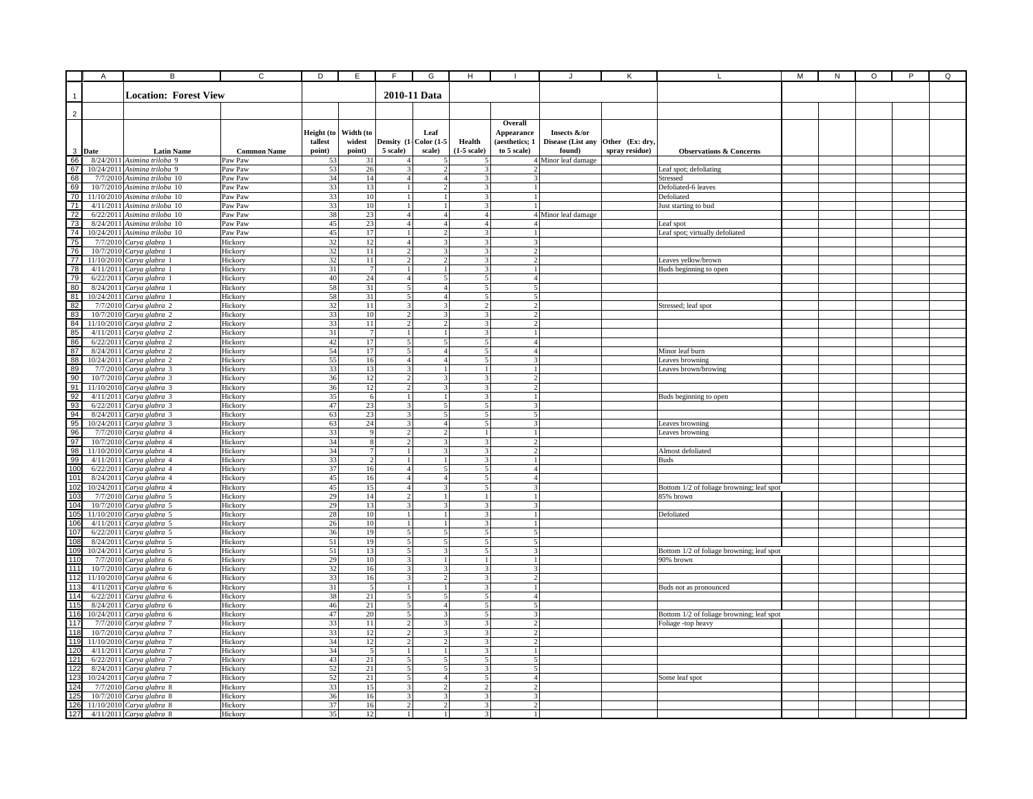**Location: Forest View**

**2010-11 Data**

| Date | Latin Name | Common Name | Height (to tallest point) | Width (to widest point) | Density (1-5 scale) | Leaf Color (1-5 scale) | Health (1-5 scale) | Overall Appearance (aesthetics; 1 to 5 scale) | Insects &/or Disease (List any found) | Other (Ex: dry, spray residue) | Observations & Concerns |
|---|---|---|---|---|---|---|---|---|---|---|---|
| 8/24/2011 | *Asimina triloba* 9 | Paw Paw | 53 | 31 | 4 | 5 | 5 | 4 | Minor leaf damage | | |
| 10/24/2011 | *Asimina triloba* 9 | Paw Paw | 53 | 26 | 3 | 2 | 3 | 2 | | | Leaf spot; defoliating |
| 7/7/2010 | *Asimina triloba* 10 | Paw Paw | 34 | 14 | 4 | 4 | 3 | 3 | | | Stressed |
| 10/7/2010 | *Asimina triloba* 10 | Paw Paw | 33 | 13 | 1 | 2 | 3 | 1 | | | Defoliated-6 leaves |
| 11/10/2010 | *Asimina triloba* 10 | Paw Paw | 33 | 10 | 1 | 1 | 3 | 1 | | | Defoliated |
| 4/11/2011 | *Asimina triloba* 10 | Paw Paw | 33 | 10 | 1 | 1 | 3 | 1 | | | Just starting to bud |
| 6/22/2011 | *Asimina triloba* 10 | Paw Paw | 38 | 23 | 4 | 4 | 4 | 4 | Minor leaf damage | | |
| 8/24/2011 | *Asimina triloba* 10 | Paw Paw | 45 | 23 | 4 | 4 | 4 | 4 | | | Leaf spot |
| 10/24/2011 | *Asimina triloba* 10 | Paw Paw | 45 | 17 | 1 | 2 | 3 | 1 | | | Leaf spot; virtually defoliated |
| 7/7/2010 | *Carya glabra* 1 | Hickory | 32 | 12 | 4 | 3 | 3 | 3 | | | |
| 10/7/2010 | *Carya glabra* 1 | Hickory | 32 | 11 | 2 | 3 | 3 | 2 | | | |
| 11/10/2010 | *Carya glabra* 1 | Hickory | 32 | 11 | 2 | 2 | 3 | 2 | | | Leaves yellow/brown |
| 4/11/2011 | *Carya glabra* 1 | Hickory | 31 | 7 | 1 | 1 | 3 | 1 | | | Buds beginning to open |
| 6/22/2011 | *Carya glabra* 1 | Hickory | 40 | 24 | 4 | 5 | 5 | 4 | | | |
| 8/24/2011 | *Carya glabra* 1 | Hickory | 58 | 31 | 5 | 4 | 5 | 5 | | | |
| 10/24/2011 | *Carya glabra* 1 | Hickory | 58 | 31 | 5 | 4 | 5 | 5 | | | |
| 7/7/2010 | *Carya glabra* 2 | Hickory | 32 | 11 | 3 | 3 | 2 | 2 | | | Stressed; leaf spot |
| 10/7/2010 | *Carya glabra* 2 | Hickory | 33 | 10 | 2 | 3 | 3 | 2 | | | |
| 11/10/2010 | *Carya glabra* 2 | Hickory | 33 | 11 | 2 | 2 | 3 | 2 | | | |
| 4/11/2011 | *Carya glabra* 2 | Hickory | 31 | 7 | 1 | 1 | 3 | 1 | | | |
| 6/22/2011 | *Carya glabra* 2 | Hickory | 42 | 17 | 5 | 5 | 5 | 4 | | | |
| 8/24/2011 | *Carya glabra* 2 | Hickory | 54 | 17 | 5 | 4 | 5 | 4 | | | Minor leaf burn |
| 10/24/2011 | *Carya glabra* 2 | Hickory | 55 | 16 | 4 | 4 | 5 | 3 | | | Leaves browning |
| 7/7/2010 | *Carya glabra* 3 | Hickory | 33 | 13 | 3 | 1 | 1 | 1 | | | Leaves brown/browing |
| 10/7/2010 | *Carya glabra* 3 | Hickory | 36 | 12 | 2 | 3 | 3 | 2 | | | |
| 11/10/2010 | *Carya glabra* 3 | Hickory | 36 | 12 | 2 | 3 | 3 | 2 | | | |
| 4/11/2011 | *Carya glabra* 3 | Hickory | 35 | 6 | 1 | 1 | 3 | 1 | | | Buds beginning to open |
| 6/22/2011 | *Carya glabra* 3 | Hickory | 47 | 23 | 3 | 5 | 5 | 3 | | | |
| 8/24/2011 | *Carya glabra* 3 | Hickory | 63 | 23 | 3 | 5 | 5 | 5 | | | |
| 10/24/2011 | *Carya glabra* 3 | Hickory | 63 | 24 | 3 | 4 | 5 | 3 | | | Leaves browning |
| 7/7/2010 | *Carya glabra* 4 | Hickory | 33 | 9 | 2 | 2 | 1 | 1 | | | Leaves browning |
| 10/7/2010 | *Carya glabra* 4 | Hickory | 34 | 8 | 2 | 3 | 3 | 2 | | | |
| 11/10/2010 | *Carya glabra* 4 | Hickory | 34 | 7 | 1 | 3 | 3 | 2 | | | Almost defoliated |
| 4/11/2011 | *Carya glabra* 4 | Hickory | 33 | 2 | 1 | 1 | 3 | 1 | | | Buds |
| 6/22/2011 | *Carya glabra* 4 | Hickory | 37 | 16 | 4 | 5 | 5 | 4 | | | |
| 8/24/2011 | *Carya glabra* 4 | Hickory | 45 | 16 | 4 | 4 | 5 | 4 | | | |
| 10/24/2011 | *Carya glabra* 4 | Hickory | 45 | 15 | 4 | 3 | 5 | 3 | | | Bottom 1/2 of foliage browning; leaf spot |
| 7/7/2010 | *Carya glabra* 5 | Hickory | 29 | 14 | 2 | 1 | 1 | 1 | | | 85% brown |
| 10/7/2010 | *Carya glabra* 5 | Hickory | 29 | 13 | 3 | 3 | 3 | 3 | | | |
| 11/10/2010 | *Carya glabra* 5 | Hickory | 28 | 10 | 1 | 1 | 3 | 1 | | | Defoliated |
| 4/11/2011 | *Carya glabra* 5 | Hickory | 26 | 10 | 1 | 1 | 3 | 1 | | | |
| 6/22/2011 | *Carya glabra* 5 | Hickory | 36 | 19 | 5 | 5 | 5 | 5 | | | |
| 8/24/2011 | *Carya glabra* 5 | Hickory | 51 | 19 | 5 | 5 | 5 | 5 | | | |
| 10/24/2011 | *Carya glabra* 5 | Hickory | 51 | 13 | 5 | 3 | 5 | 3 | | | Bottom 1/2 of foliage browning; leaf spot |
| 7/7/2010 | *Carya glabra* 6 | Hickory | 29 | 10 | 3 | 1 | 1 | 1 | | | 90% brown |
| 10/7/2010 | *Carya glabra* 6 | Hickory | 32 | 16 | 3 | 3 | 3 | 3 | | | |
| 11/10/2010 | *Carya glabra* 6 | Hickory | 33 | 16 | 3 | 2 | 3 | 2 | | | |
| 4/11/2011 | *Carya glabra* 6 | Hickory | 31 | 5 | 1 | 1 | 3 | 1 | | | Buds not as pronounced |
| 6/22/2011 | *Carya glabra* 6 | Hickory | 38 | 21 | 5 | 5 | 5 | 4 | | | |
| 8/24/2011 | *Carya glabra* 6 | Hickory | 46 | 21 | 5 | 4 | 5 | 5 | | | |
| 10/24/2011 | *Carya glabra* 6 | Hickory | 47 | 20 | 5 | 3 | 5 | 3 | | | Bottom 1/2 of foliage browning; leaf spot |
| 7/7/2010 | *Carya glabra* 7 | Hickory | 33 | 11 | 2 | 3 | 3 | 2 | | | Foliage -top heavy |
| 10/7/2010 | *Carya glabra* 7 | Hickory | 33 | 12 | 2 | 3 | 3 | 2 | | | |
| 11/10/2010 | *Carya glabra* 7 | Hickory | 34 | 12 | 2 | 2 | 3 | 2 | | | |
| 4/11/2011 | *Carya glabra* 7 | Hickory | 34 | 5 | 1 | 1 | 3 | 1 | | | |
| 6/22/2011 | *Carya glabra* 7 | Hickory | 43 | 21 | 5 | 5 | 5 | 5 | | | |
| 8/24/2011 | *Carya glabra* 7 | Hickory | 52 | 21 | 5 | 5 | 3 | 5 | | | |
| 10/24/2011 | *Carya glabra* 7 | Hickory | 52 | 21 | 5 | 4 | 5 | 4 | | | Some leaf spot |
| 7/7/2010 | *Carya glabra* 8 | Hickory | 33 | 15 | 3 | 2 | 2 | 2 | | | |
| 10/7/2010 | *Carya glabra* 8 | Hickory | 36 | 16 | 3 | 3 | 3 | 3 | | | |
| 11/10/2010 | *Carya glabra* 8 | Hickory | 37 | 16 | 2 | 2 | 3 | 2 | | | |
| 4/11/2011 | *Carya glabra* 8 | Hickory | 35 | 12 | 1 | 1 | 3 | 1 | | | |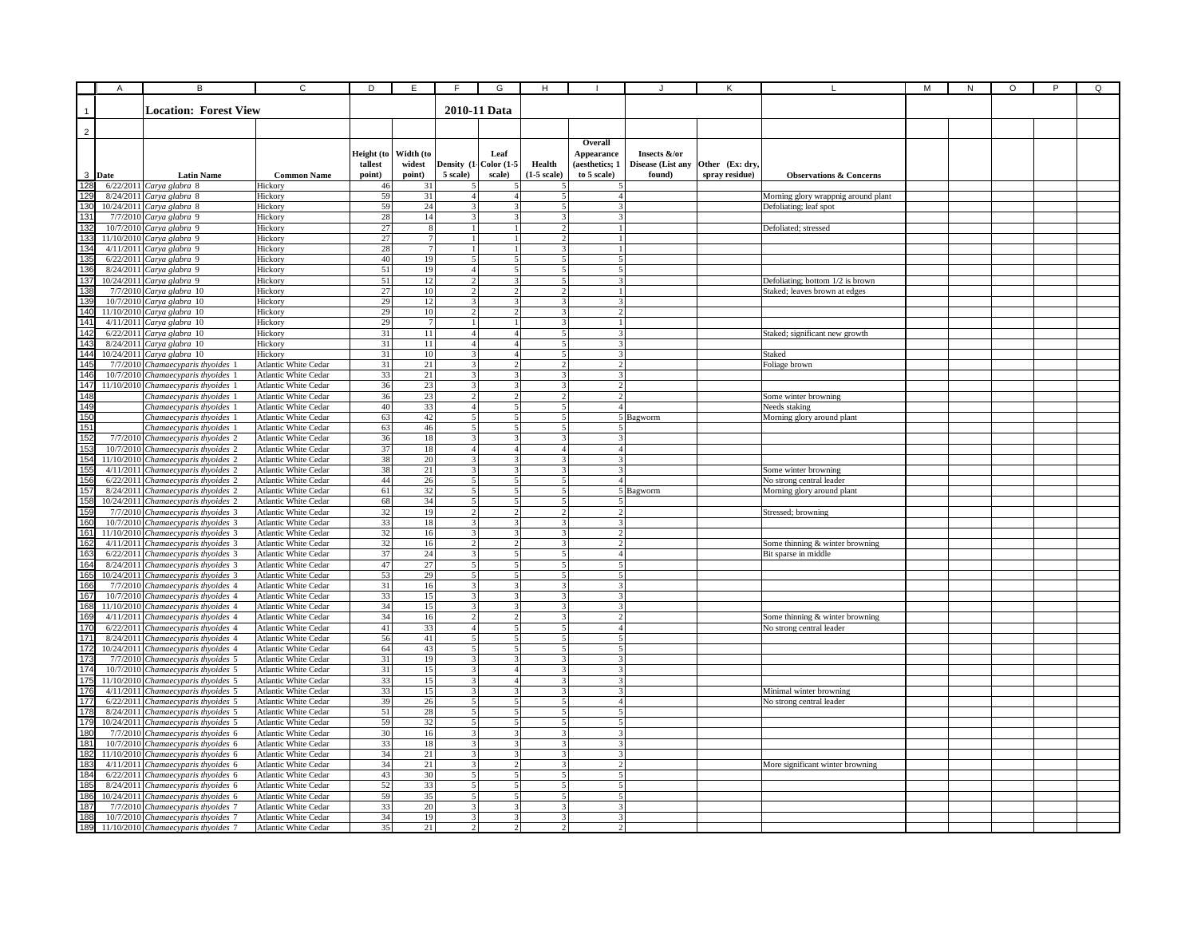# Location: Forest View

## 2010-11 Data

| Date | Latin Name | Common Name | Height (to tallest point) | Width (to widest point) | Density (1-5 scale) | Leaf Color (1-5 scale) | Health (1-5 scale) | Overall Appearance (aesthetics; 1 to 5 scale) | Insects &/or Disease (List any found) | Other (Ex: dry, spray residue) | Observations & Concerns |
|---|---|---|---|---|---|---|---|---|---|---|---|
| 6/22/2011 | *Carya glabra* 8 | Hickory | 46 | 31 | 5 | 5 | 5 | 5 | | | |
| 8/24/2011 | *Carya glabra* 8 | Hickory | 59 | 31 | 4 | 4 | 5 | 4 | | | Morning glory wrappnig around plant |
| 10/24/2011 | *Carya glabra* 8 | Hickory | 59 | 24 | 3 | 3 | 5 | 3 | | | Defoliating; leaf spot |
| 7/7/2010 | *Carya glabra* 9 | Hickory | 28 | 14 | 3 | 3 | 3 | 3 | | | |
| 10/7/2010 | *Carya glabra* 9 | Hickory | 27 | 8 | 1 | 1 | 2 | 1 | | | Defoliated; stressed |
| 11/10/2010 | *Carya glabra* 9 | Hickory | 27 | 7 | 1 | 1 | 2 | 1 | | | |
| 4/11/2011 | *Carya glabra* 9 | Hickory | 28 | 7 | 1 | 1 | 3 | 1 | | | |
| 6/22/2011 | *Carya glabra* 9 | Hickory | 40 | 19 | 5 | 5 | 5 | 5 | | | |
| 8/24/2011 | *Carya glabra* 9 | Hickory | 51 | 19 | 4 | 5 | 5 | 5 | | | |
| 10/24/2011 | *Carya glabra* 9 | Hickory | 51 | 12 | 2 | 3 | 5 | 3 | | | Defoliating; bottom 1/2 is brown |
| 7/7/2010 | *Carya glabra* 10 | Hickory | 27 | 10 | 2 | 2 | 2 | 1 | | | Staked; leaves brown at edges |
| 10/7/2010 | *Carya glabra* 10 | Hickory | 29 | 12 | 3 | 3 | 3 | 3 | | | |
| 11/10/2010 | *Carya glabra* 10 | Hickory | 29 | 10 | 2 | 2 | 3 | 2 | | | |
| 4/11/2011 | *Carya glabra* 10 | Hickory | 29 | 7 | 1 | 1 | 3 | 1 | | | |
| 6/22/2011 | *Carya glabra* 10 | Hickory | 31 | 11 | 4 | 4 | 5 | 3 | | | Staked; significant new growth |
| 8/24/2011 | *Carya glabra* 10 | Hickory | 31 | 11 | 4 | 4 | 5 | 3 | | | |
| 10/24/2011 | *Carya glabra* 10 | Hickory | 31 | 10 | 3 | 4 | 5 | 3 | | | Staked |
| 7/7/2010 | *Chamaecyparis thyoides* 1 | Atlantic White Cedar | 31 | 21 | 3 | 2 | 2 | 2 | | | Foliage brown |
| 10/7/2010 | *Chamaecyparis thyoides* 1 | Atlantic White Cedar | 33 | 21 | 3 | 3 | 3 | 3 | | | |
| 11/10/2010 | *Chamaecyparis thyoides* 1 | Atlantic White Cedar | 36 | 23 | 3 | 3 | 3 | 2 | | | |
| | *Chamaecyparis thyoides* 1 | Atlantic White Cedar | 36 | 23 | 2 | 2 | 2 | 2 | | | Some winter browning |
| | *Chamaecyparis thyoides* 1 | Atlantic White Cedar | 40 | 33 | 4 | 5 | 5 | 4 | | | Needs staking |
| | *Chamaecyparis thyoides* 1 | Atlantic White Cedar | 63 | 42 | 5 | 5 | 5 | 5 | Bagworm | | Morning glory around plant |
| | *Chamaecyparis thyoides* 1 | Atlantic White Cedar | 63 | 46 | 5 | 5 | 5 | 5 | | | |
| 7/7/2010 | *Chamaecyparis thyoides* 2 | Atlantic White Cedar | 36 | 18 | 3 | 3 | 3 | 3 | | | |
| 10/7/2010 | *Chamaecyparis thyoides* 2 | Atlantic White Cedar | 37 | 18 | 4 | 4 | 4 | 4 | | | |
| 11/10/2010 | *Chamaecyparis thyoides* 2 | Atlantic White Cedar | 38 | 20 | 3 | 3 | 3 | 3 | | | |
| 4/11/2011 | *Chamaecyparis thyoides* 2 | Atlantic White Cedar | 38 | 21 | 3 | 3 | 3 | 3 | | | Some winter browning |
| 6/22/2011 | *Chamaecyparis thyoides* 2 | Atlantic White Cedar | 44 | 26 | 5 | 5 | 5 | 4 | | | No strong central leader |
| 8/24/2011 | *Chamaecyparis thyoides* 2 | Atlantic White Cedar | 61 | 32 | 5 | 5 | 5 | 5 | Bagworm | | Morning glory around plant |
| 10/24/2011 | *Chamaecyparis thyoides* 2 | Atlantic White Cedar | 68 | 34 | 5 | 5 | 5 | 5 | | | |
| 7/7/2010 | *Chamaecyparis thyoides* 3 | Atlantic White Cedar | 32 | 19 | 2 | 2 | 2 | 2 | | | Stressed; browning |
| 10/7/2010 | *Chamaecyparis thyoides* 3 | Atlantic White Cedar | 33 | 18 | 3 | 3 | 3 | 3 | | | |
| 11/10/2010 | *Chamaecyparis thyoides* 3 | Atlantic White Cedar | 32 | 16 | 3 | 3 | 3 | 2 | | | |
| 4/11/2011 | *Chamaecyparis thyoides* 3 | Atlantic White Cedar | 32 | 16 | 2 | 2 | 3 | 2 | | | Some thinning & winter browning |
| 6/22/2011 | *Chamaecyparis thyoides* 3 | Atlantic White Cedar | 37 | 24 | 3 | 5 | 5 | 4 | | | Bit sparse in middle |
| 8/24/2011 | *Chamaecyparis thyoides* 3 | Atlantic White Cedar | 47 | 27 | 5 | 5 | 5 | 5 | | | |
| 10/24/2011 | *Chamaecyparis thyoides* 3 | Atlantic White Cedar | 53 | 29 | 5 | 5 | 5 | 5 | | | |
| 7/7/2010 | *Chamaecyparis thyoides* 4 | Atlantic White Cedar | 31 | 16 | 3 | 3 | 3 | 3 | | | |
| 10/7/2010 | *Chamaecyparis thyoides* 4 | Atlantic White Cedar | 33 | 15 | 3 | 3 | 3 | 3 | | | |
| 11/10/2010 | *Chamaecyparis thyoides* 4 | Atlantic White Cedar | 34 | 15 | 3 | 3 | 3 | 3 | | | |
| 4/11/2011 | *Chamaecyparis thyoides* 4 | Atlantic White Cedar | 34 | 16 | 2 | 2 | 3 | 2 | | | Some thinning & winter browning |
| 6/22/2011 | *Chamaecyparis thyoides* 4 | Atlantic White Cedar | 41 | 33 | 4 | 5 | 5 | 4 | | | No strong central leader |
| 8/24/2011 | *Chamaecyparis thyoides* 4 | Atlantic White Cedar | 56 | 41 | 5 | 5 | 5 | 5 | | | |
| 10/24/2011 | *Chamaecyparis thyoides* 4 | Atlantic White Cedar | 64 | 43 | 5 | 5 | 5 | 5 | | | |
| 7/7/2010 | *Chamaecyparis thyoides* 5 | Atlantic White Cedar | 31 | 19 | 3 | 3 | 3 | 3 | | | |
| 10/7/2010 | *Chamaecyparis thyoides* 5 | Atlantic White Cedar | 31 | 15 | 3 | 4 | 3 | 3 | | | |
| 11/10/2010 | *Chamaecyparis thyoides* 5 | Atlantic White Cedar | 33 | 15 | 3 | 4 | 3 | 3 | | | |
| 4/11/2011 | *Chamaecyparis thyoides* 5 | Atlantic White Cedar | 33 | 15 | 3 | 3 | 3 | 3 | | | Minimal winter browning |
| 6/22/2011 | *Chamaecyparis thyoides* 5 | Atlantic White Cedar | 39 | 26 | 5 | 5 | 5 | 4 | | | No strong central leader |
| 8/24/2011 | *Chamaecyparis thyoides* 5 | Atlantic White Cedar | 51 | 28 | 5 | 5 | 5 | 5 | | | |
| 10/24/2011 | *Chamaecyparis thyoides* 5 | Atlantic White Cedar | 59 | 32 | 5 | 5 | 5 | 5 | | | |
| 7/7/2010 | *Chamaecyparis thyoides* 6 | Atlantic White Cedar | 30 | 16 | 3 | 3 | 3 | 3 | | | |
| 10/7/2010 | *Chamaecyparis thyoides* 6 | Atlantic White Cedar | 33 | 18 | 3 | 3 | 3 | 3 | | | |
| 11/10/2010 | *Chamaecyparis thyoides* 6 | Atlantic White Cedar | 34 | 21 | 3 | 3 | 3 | 3 | | | |
| 4/11/2011 | *Chamaecyparis thyoides* 6 | Atlantic White Cedar | 34 | 21 | 3 | 2 | 3 | 2 | | | More significant winter browning |
| 6/22/2011 | *Chamaecyparis thyoides* 6 | Atlantic White Cedar | 43 | 30 | 5 | 5 | 5 | 5 | | | |
| 8/24/2011 | *Chamaecyparis thyoides* 6 | Atlantic White Cedar | 52 | 33 | 5 | 5 | 5 | 5 | | | |
| 10/24/2011 | *Chamaecyparis thyoides* 6 | Atlantic White Cedar | 59 | 35 | 5 | 5 | 5 | 5 | | | |
| 7/7/2010 | *Chamaecyparis thyoides* 7 | Atlantic White Cedar | 33 | 20 | 3 | 3 | 3 | 3 | | | |
| 10/7/2010 | *Chamaecyparis thyoides* 7 | Atlantic White Cedar | 34 | 19 | 3 | 3 | 3 | 3 | | | |
| 11/10/2010 | *Chamaecyparis thyoides* 7 | Atlantic White Cedar | 35 | 21 | 2 | 2 | 2 | 2 | | | |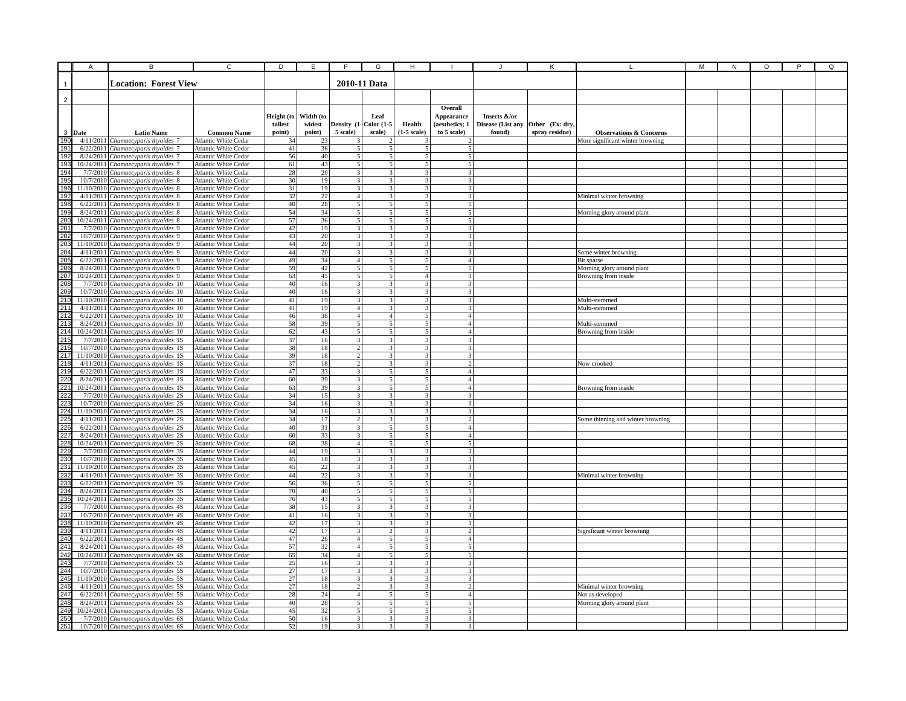**Location: Forest View** | **2010-11 Data**

| Date | Latin Name | Common Name | Height (to tallest point) | Width (to widest point) | Density (1-5 scale) | Leaf Color (1-5 scale) | Health (1-5 scale) | Overall Appearance (aesthetics; 1 to 5 scale) | Insects &/or Disease (List any found) | Other (Ex: dry, spray residue) | Observations & Concerns |
|---|---|---|---|---|---|---|---|---|---|---|---|
| 4/11/2011 | *Chamaecyparis thyoides* 7 | Atlantic White Cedar | 34 | 23 | 3 | 2 | 3 | 2 | | | More significant winter browning |
| 6/22/2011 | *Chamaecyparis thyoides* 7 | Atlantic White Cedar | 41 | 36 | 5 | 5 | 5 | 5 | | | |
| 8/24/2011 | *Chamaecyparis thyoides* 7 | Atlantic White Cedar | 56 | 40 | 5 | 5 | 5 | 5 | | | |
| 10/24/2011 | *Chamaecyparis thyoides* 7 | Atlantic White Cedar | 61 | 43 | 5 | 5 | 5 | 5 | | | |
| 7/7/2010 | *Chamaecyparis thyoides* 8 | Atlantic White Cedar | 28 | 20 | 3 | 3 | 3 | 3 | | | |
| 10/7/2010 | *Chamaecyparis thyoides* 8 | Atlantic White Cedar | 30 | 19 | 3 | 3 | 3 | 3 | | | |
| 11/10/2010 | *Chamaecyparis thyoides* 8 | Atlantic White Cedar | 31 | 19 | 3 | 3 | 3 | 3 | | | |
| 4/11/2011 | *Chamaecyparis thyoides* 8 | Atlantic White Cedar | 32 | 22 | 4 | 3 | 3 | 3 | | | Minimal winter browning |
| 6/22/2011 | *Chamaecyparis thyoides* 8 | Atlantic White Cedar | 40 | 28 | 5 | 5 | 5 | 5 | | | |
| 8/24/2011 | *Chamaecyparis thyoides* 8 | Atlantic White Cedar | 54 | 34 | 5 | 5 | 5 | 5 | | | Morning glory around plant |
| 10/24/2011 | *Chamaecyparis thyoides* 8 | Atlantic White Cedar | 57 | 36 | 5 | 5 | 5 | 5 | | | |
| 7/7/2010 | *Chamaecyparis thyoides* 9 | Atlantic White Cedar | 42 | 19 | 3 | 3 | 3 | 3 | | | |
| 10/7/2010 | *Chamaecyparis thyoides* 9 | Atlantic White Cedar | 43 | 20 | 3 | 3 | 3 | 3 | | | |
| 11/10/2010 | *Chamaecyparis thyoides* 9 | Atlantic White Cedar | 44 | 20 | 3 | 3 | 3 | 3 | | | |
| 4/11/2011 | *Chamaecyparis thyoides* 9 | Atlantic White Cedar | 44 | 20 | 3 | 3 | 3 | 3 | | | Some winter browning |
| 6/22/2011 | *Chamaecyparis thyoides* 9 | Atlantic White Cedar | 49 | 34 | 4 | 5 | 5 | 4 | | | Bit sparse |
| 8/24/2011 | *Chamaecyparis thyoides* 9 | Atlantic White Cedar | 59 | 42 | 5 | 5 | 5 | 5 | | | Morning glory around plant |
| 10/24/2011 | *Chamaecyparis thyoides* 9 | Atlantic White Cedar | 63 | 45 | 5 | 5 | 4 | 3 | | | Browning from inside |
| 7/7/2010 | *Chamaecyparis thyoides* 10 | Atlantic White Cedar | 40 | 16 | 3 | 3 | 3 | 3 | | | |
| 10/7/2010 | *Chamaecyparis thyoides* 10 | Atlantic White Cedar | 40 | 16 | 3 | 3 | 3 | 3 | | | |
| 11/10/2010 | *Chamaecyparis thyoides* 10 | Atlantic White Cedar | 41 | 19 | 3 | 3 | 3 | 3 | | | Multi-stemmed |
| 4/11/2011 | *Chamaecyparis thyoides* 10 | Atlantic White Cedar | 41 | 19 | 4 | 3 | 3 | 3 | | | Multi-stemmed |
| 6/22/2011 | *Chamaecyparis thyoides* 10 | Atlantic White Cedar | 46 | 36 | 4 | 4 | 5 | 4 | | | |
| 8/24/2011 | *Chamaecyparis thyoides* 10 | Atlantic White Cedar | 58 | 39 | 5 | 5 | 5 | 4 | | | Multi-stemmed |
| 10/24/2011 | *Chamaecyparis thyoides* 10 | Atlantic White Cedar | 62 | 43 | 5 | 5 | 5 | 4 | | | Browning from inside |
| 7/7/2010 | *Chamaecyparis thyoides* 1S | Atlantic White Cedar | 37 | 16 | 3 | 3 | 3 | 3 | | | |
| 10/7/2010 | *Chamaecyparis thyoides* 1S | Atlantic White Cedar | 38 | 18 | 2 | 3 | 3 | 3 | | | |
| 11/10/2010 | *Chamaecyparis thyoides* 1S | Atlantic White Cedar | 39 | 18 | 2 | 3 | 3 | 3 | | | |
| 4/11/2011 | *Chamaecyparis thyoides* 1S | Atlantic White Cedar | 37 | 18 | 2 | 3 | 3 | 2 | | | Now crooked |
| 6/22/2011 | *Chamaecyparis thyoides* 1S | Atlantic White Cedar | 47 | 33 | 3 | 5 | 5 | 4 | | | |
| 8/24/2011 | *Chamaecyparis thyoides* 1S | Atlantic White Cedar | 60 | 39 | 3 | 5 | 5 | 4 | | | |
| 10/24/2011 | *Chamaecyparis thyoides* 1S | Atlantic White Cedar | 63 | 39 | 3 | 5 | 5 | 4 | | | Browning from inside |
| 7/7/2010 | *Chamaecyparis thyoides* 2S | Atlantic White Cedar | 34 | 15 | 3 | 3 | 3 | 3 | | | |
| 10/7/2010 | *Chamaecyparis thyoides* 2S | Atlantic White Cedar | 34 | 16 | 3 | 3 | 3 | 3 | | | |
| 11/10/2010 | *Chamaecyparis thyoides* 2S | Atlantic White Cedar | 34 | 16 | 3 | 3 | 3 | 3 | | | |
| 4/11/2011 | *Chamaecyparis thyoides* 2S | Atlantic White Cedar | 34 | 17 | 2 | 3 | 3 | 2 | | | Some thinning and winter browning |
| 6/22/2011 | *Chamaecyparis thyoides* 2S | Atlantic White Cedar | 40 | 31 | 3 | 5 | 5 | 4 | | | |
| 8/24/2011 | *Chamaecyparis thyoides* 2S | Atlantic White Cedar | 60 | 33 | 3 | 5 | 5 | 4 | | | |
| 10/24/2011 | *Chamaecyparis thyoides* 2S | Atlantic White Cedar | 68 | 38 | 4 | 5 | 5 | 5 | | | |
| 7/7/2010 | *Chamaecyparis thyoides* 3S | Atlantic White Cedar | 44 | 19 | 3 | 3 | 3 | 3 | | | |
| 10/7/2010 | *Chamaecyparis thyoides* 3S | Atlantic White Cedar | 45 | 18 | 3 | 3 | 3 | 3 | | | |
| 11/10/2010 | *Chamaecyparis thyoides* 3S | Atlantic White Cedar | 45 | 22 | 3 | 3 | 3 | 3 | | | |
| 4/11/2011 | *Chamaecyparis thyoides* 3S | Atlantic White Cedar | 44 | 22 | 3 | 3 | 3 | 3 | | | Minimal winter browning |
| 6/22/2011 | *Chamaecyparis thyoides* 3S | Atlantic White Cedar | 56 | 36 | 5 | 5 | 5 | 5 | | | |
| 8/24/2011 | *Chamaecyparis thyoides* 3S | Atlantic White Cedar | 70 | 40 | 5 | 5 | 5 | 5 | | | |
| 10/24/2011 | *Chamaecyparis thyoides* 3S | Atlantic White Cedar | 76 | 43 | 5 | 5 | 5 | 5 | | | |
| 7/7/2010 | *Chamaecyparis thyoides* 4S | Atlantic White Cedar | 38 | 15 | 3 | 3 | 3 | 3 | | | |
| 10/7/2010 | *Chamaecyparis thyoides* 4S | Atlantic White Cedar | 41 | 16 | 3 | 3 | 3 | 3 | | | |
| 11/10/2010 | *Chamaecyparis thyoides* 4S | Atlantic White Cedar | 42 | 17 | 3 | 3 | 3 | 3 | | | |
| 4/11/2011 | *Chamaecyparis thyoides* 4S | Atlantic White Cedar | 42 | 17 | 3 | 2 | 3 | 2 | | | Significant winter browning |
| 6/22/2011 | *Chamaecyparis thyoides* 4S | Atlantic White Cedar | 47 | 26 | 4 | 5 | 5 | 4 | | | |
| 8/24/2011 | *Chamaecyparis thyoides* 4S | Atlantic White Cedar | 57 | 32 | 4 | 5 | 5 | 5 | | | |
| 10/24/2011 | *Chamaecyparis thyoides* 4S | Atlantic White Cedar | 65 | 34 | 4 | 5 | 5 | 5 | | | |
| 7/7/2010 | *Chamaecyparis thyoides* 5S | Atlantic White Cedar | 25 | 16 | 3 | 3 | 3 | 3 | | | |
| 10/7/2010 | *Chamaecyparis thyoides* 5S | Atlantic White Cedar | 27 | 17 | 3 | 3 | 3 | 3 | | | |
| 11/10/2010 | *Chamaecyparis thyoides* 5S | Atlantic White Cedar | 27 | 18 | 3 | 3 | 3 | 3 | | | |
| 4/11/2011 | *Chamaecyparis thyoides* 5S | Atlantic White Cedar | 27 | 18 | 2 | 3 | 3 | 2 | | | Minimal winter browning |
| 6/22/2011 | *Chamaecyparis thyoides* 5S | Atlantic White Cedar | 28 | 24 | 4 | 5 | 5 | 4 | | | Not as developed |
| 8/24/2011 | *Chamaecyparis thyoides* 5S | Atlantic White Cedar | 40 | 28 | 5 | 5 | 5 | 5 | | | Morning glory around plant |
| 10/24/2011 | *Chamaecyparis thyoides* 5S | Atlantic White Cedar | 45 | 32 | 5 | 5 | 5 | 5 | | | |
| 7/7/2010 | *Chamaecyparis thyoides* 6S | Atlantic White Cedar | 50 | 16 | 3 | 3 | 3 | 3 | | | |
| 10/7/2010 | *Chamaecyparis thyoides* 6S | Atlantic White Cedar | 52 | 19 | 3 | 3 | 3 | 3 | | | |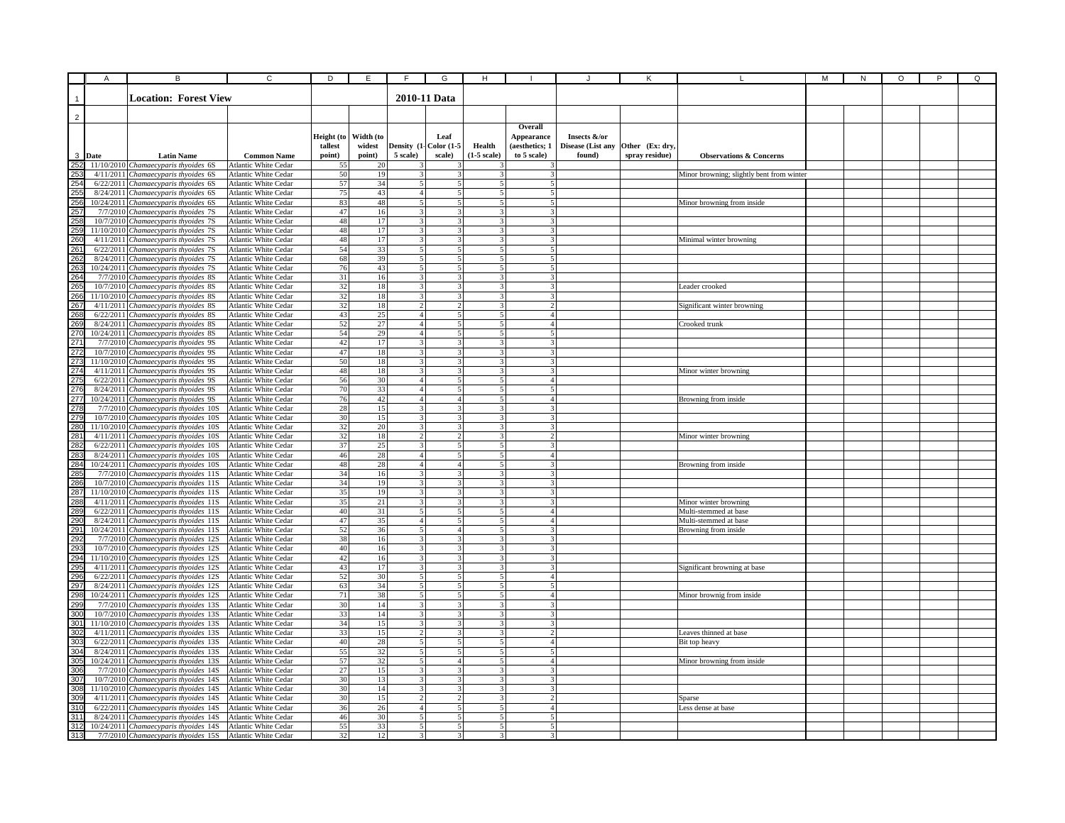| | Location: Forest View | | | | 2010-11 Data | | | | | | |
|---|---|---|---|---|---|---|---|---|---|---|---|
| Date | Latin Name | Common Name | Height (to tallest point) | Width (to widest point) | Density (1-5 scale) | Leaf Color (1-5 scale) | Health (1-5 scale) | Overall Appearance (aesthetics; 1 to 5 scale) | Insects &/or Disease (List any found) | Other (Ex: dry, spray residue) | Observations & Concerns |
| 11/10/2010 | *Chamaecyparis thyoides* 6S | Atlantic White Cedar | 55 | 20 | 3 | 3 | 3 | 3 | | | |
| 4/11/2011 | *Chamaecyparis thyoides* 6S | Atlantic White Cedar | 50 | 19 | 3 | 3 | 3 | 3 | | | Minor browning; slightly bent from winter |
| 6/22/2011 | *Chamaecyparis thyoides* 6S | Atlantic White Cedar | 57 | 34 | 5 | 5 | 5 | 5 | | | |
| 8/24/2011 | *Chamaecyparis thyoides* 6S | Atlantic White Cedar | 75 | 43 | 4 | 5 | 5 | 5 | | | |
| 10/24/2011 | *Chamaecyparis thyoides* 6S | Atlantic White Cedar | 83 | 48 | 5 | 5 | 5 | 5 | | | Minor browning from inside |
| 7/7/2010 | *Chamaecyparis thyoides* 7S | Atlantic White Cedar | 47 | 16 | 3 | 3 | 3 | 3 | | | |
| 10/7/2010 | *Chamaecyparis thyoides* 7S | Atlantic White Cedar | 48 | 17 | 3 | 3 | 3 | 3 | | | |
| 11/10/2010 | *Chamaecyparis thyoides* 7S | Atlantic White Cedar | 48 | 17 | 3 | 3 | 3 | 3 | | | |
| 4/11/2011 | *Chamaecyparis thyoides* 7S | Atlantic White Cedar | 48 | 17 | 3 | 3 | 3 | 3 | | | Minimal winter browning |
| 6/22/2011 | *Chamaecyparis thyoides* 7S | Atlantic White Cedar | 54 | 33 | 5 | 5 | 5 | 5 | | | |
| 8/24/2011 | *Chamaecyparis thyoides* 7S | Atlantic White Cedar | 68 | 39 | 5 | 5 | 5 | 5 | | | |
| 10/24/2011 | *Chamaecyparis thyoides* 7S | Atlantic White Cedar | 76 | 43 | 5 | 5 | 5 | 5 | | | |
| 7/7/2010 | *Chamaecyparis thyoides* 8S | Atlantic White Cedar | 31 | 16 | 3 | 3 | 3 | 3 | | | |
| 10/7/2010 | *Chamaecyparis thyoides* 8S | Atlantic White Cedar | 32 | 18 | 3 | 3 | 3 | 3 | | | Leader crooked |
| 11/10/2010 | *Chamaecyparis thyoides* 8S | Atlantic White Cedar | 32 | 18 | 3 | 3 | 3 | 3 | | | |
| 4/11/2011 | *Chamaecyparis thyoides* 8S | Atlantic White Cedar | 32 | 18 | 2 | 2 | 3 | 2 | | | Significant winter browning |
| 6/22/2011 | *Chamaecyparis thyoides* 8S | Atlantic White Cedar | 43 | 25 | 4 | 5 | 5 | 4 | | | |
| 8/24/2011 | *Chamaecyparis thyoides* 8S | Atlantic White Cedar | 52 | 27 | 4 | 5 | 5 | 4 | | | Crooked trunk |
| 10/24/2011 | *Chamaecyparis thyoides* 8S | Atlantic White Cedar | 54 | 29 | 4 | 5 | 5 | 5 | | | |
| 7/7/2010 | *Chamaecyparis thyoides* 9S | Atlantic White Cedar | 42 | 17 | 3 | 3 | 3 | 3 | | | |
| 10/7/2010 | *Chamaecyparis thyoides* 9S | Atlantic White Cedar | 47 | 18 | 3 | 3 | 3 | 3 | | | |
| 11/10/2010 | *Chamaecyparis thyoides* 9S | Atlantic White Cedar | 50 | 18 | 3 | 3 | 3 | 3 | | | |
| 4/11/2011 | *Chamaecyparis thyoides* 9S | Atlantic White Cedar | 48 | 18 | 3 | 3 | 3 | 3 | | | Minor winter browning |
| 6/22/2011 | *Chamaecyparis thyoides* 9S | Atlantic White Cedar | 56 | 30 | 4 | 5 | 5 | 4 | | | |
| 8/24/2011 | *Chamaecyparis thyoides* 9S | Atlantic White Cedar | 70 | 33 | 4 | 5 | 5 | 5 | | | |
| 10/24/2011 | *Chamaecyparis thyoides* 9S | Atlantic White Cedar | 76 | 42 | 4 | 4 | 5 | 4 | | | Browning from inside |
| 7/7/2010 | *Chamaecyparis thyoides* 10S | Atlantic White Cedar | 28 | 15 | 3 | 3 | 3 | 3 | | | |
| 10/7/2010 | *Chamaecyparis thyoides* 10S | Atlantic White Cedar | 30 | 15 | 3 | 3 | 3 | 3 | | | |
| 11/10/2010 | *Chamaecyparis thyoides* 10S | Atlantic White Cedar | 32 | 20 | 3 | 3 | 3 | 3 | | | |
| 4/11/2011 | *Chamaecyparis thyoides* 10S | Atlantic White Cedar | 32 | 18 | 2 | 2 | 3 | 2 | | | Minor winter browning |
| 6/22/2011 | *Chamaecyparis thyoides* 10S | Atlantic White Cedar | 37 | 25 | 3 | 5 | 5 | 3 | | | |
| 8/24/2011 | *Chamaecyparis thyoides* 10S | Atlantic White Cedar | 46 | 28 | 4 | 5 | 5 | 4 | | | |
| 10/24/2011 | *Chamaecyparis thyoides* 10S | Atlantic White Cedar | 48 | 28 | 4 | 4 | 5 | 3 | | | Browning from inside |
| 7/7/2010 | *Chamaecyparis thyoides* 11S | Atlantic White Cedar | 34 | 16 | 3 | 3 | 3 | 3 | | | |
| 10/7/2010 | *Chamaecyparis thyoides* 11S | Atlantic White Cedar | 34 | 19 | 3 | 3 | 3 | 3 | | | |
| 11/10/2010 | *Chamaecyparis thyoides* 11S | Atlantic White Cedar | 35 | 19 | 3 | 3 | 3 | 3 | | | |
| 4/11/2011 | *Chamaecyparis thyoides* 11S | Atlantic White Cedar | 35 | 21 | 3 | 3 | 3 | 3 | | | Minor winter browning |
| 6/22/2011 | *Chamaecyparis thyoides* 11S | Atlantic White Cedar | 40 | 31 | 5 | 5 | 5 | 4 | | | Multi-stemmed at base |
| 8/24/2011 | *Chamaecyparis thyoides* 11S | Atlantic White Cedar | 47 | 35 | 4 | 5 | 5 | 4 | | | Multi-stemmed at base |
| 10/24/2011 | *Chamaecyparis thyoides* 11S | Atlantic White Cedar | 52 | 36 | 5 | 4 | 5 | 3 | | | Browning from inside |
| 7/7/2010 | *Chamaecyparis thyoides* 12S | Atlantic White Cedar | 38 | 16 | 3 | 3 | 3 | 3 | | | |
| 10/7/2010 | *Chamaecyparis thyoides* 12S | Atlantic White Cedar | 40 | 16 | 3 | 3 | 3 | 3 | | | |
| 11/10/2010 | *Chamaecyparis thyoides* 12S | Atlantic White Cedar | 42 | 16 | 3 | 3 | 3 | 3 | | | |
| 4/11/2011 | *Chamaecyparis thyoides* 12S | Atlantic White Cedar | 43 | 17 | 3 | 3 | 3 | 3 | | | Significant browning at base |
| 6/22/2011 | *Chamaecyparis thyoides* 12S | Atlantic White Cedar | 52 | 30 | 5 | 5 | 5 | 4 | | | |
| 8/24/2011 | *Chamaecyparis thyoides* 12S | Atlantic White Cedar | 63 | 34 | 5 | 5 | 5 | 5 | | | |
| 10/24/2011 | *Chamaecyparis thyoides* 12S | Atlantic White Cedar | 71 | 38 | 5 | 5 | 5 | 4 | | | Minor brownig from inside |
| 7/7/2010 | *Chamaecyparis thyoides* 13S | Atlantic White Cedar | 30 | 14 | 3 | 3 | 3 | 3 | | | |
| 10/7/2010 | *Chamaecyparis thyoides* 13S | Atlantic White Cedar | 33 | 14 | 3 | 3 | 3 | 3 | | | |
| 11/10/2010 | *Chamaecyparis thyoides* 13S | Atlantic White Cedar | 34 | 15 | 3 | 3 | 3 | 3 | | | |
| 4/11/2011 | *Chamaecyparis thyoides* 13S | Atlantic White Cedar | 33 | 15 | 2 | 3 | 3 | 2 | | | Leaves thinned at base |
| 6/22/2011 | *Chamaecyparis thyoides* 13S | Atlantic White Cedar | 40 | 28 | 5 | 5 | 5 | 4 | | | Bit top heavy |
| 8/24/2011 | *Chamaecyparis thyoides* 13S | Atlantic White Cedar | 55 | 32 | 5 | 5 | 5 | 5 | | | |
| 10/24/2011 | *Chamaecyparis thyoides* 13S | Atlantic White Cedar | 57 | 32 | 5 | 4 | 5 | 4 | | | Minor browning from inside |
| 7/7/2010 | *Chamaecyparis thyoides* 14S | Atlantic White Cedar | 27 | 15 | 3 | 3 | 3 | 3 | | | |
| 10/7/2010 | *Chamaecyparis thyoides* 14S | Atlantic White Cedar | 30 | 13 | 3 | 3 | 3 | 3 | | | |
| 11/10/2010 | *Chamaecyparis thyoides* 14S | Atlantic White Cedar | 30 | 14 | 3 | 3 | 3 | 3 | | | |
| 4/11/2011 | *Chamaecyparis thyoides* 14S | Atlantic White Cedar | 30 | 15 | 2 | 2 | 3 | 2 | | | Sparse |
| 6/22/2011 | *Chamaecyparis thyoides* 14S | Atlantic White Cedar | 36 | 26 | 4 | 5 | 5 | 4 | | | Less dense at base |
| 8/24/2011 | *Chamaecyparis thyoides* 14S | Atlantic White Cedar | 46 | 30 | 5 | 5 | 5 | 5 | | | |
| 10/24/2011 | *Chamaecyparis thyoides* 14S | Atlantic White Cedar | 55 | 33 | 5 | 5 | 5 | 5 | | | |
| 7/7/2010 | *Chamaecyparis thyoides* 15S | Atlantic White Cedar | 32 | 12 | 3 | 3 | 3 | 3 | | | |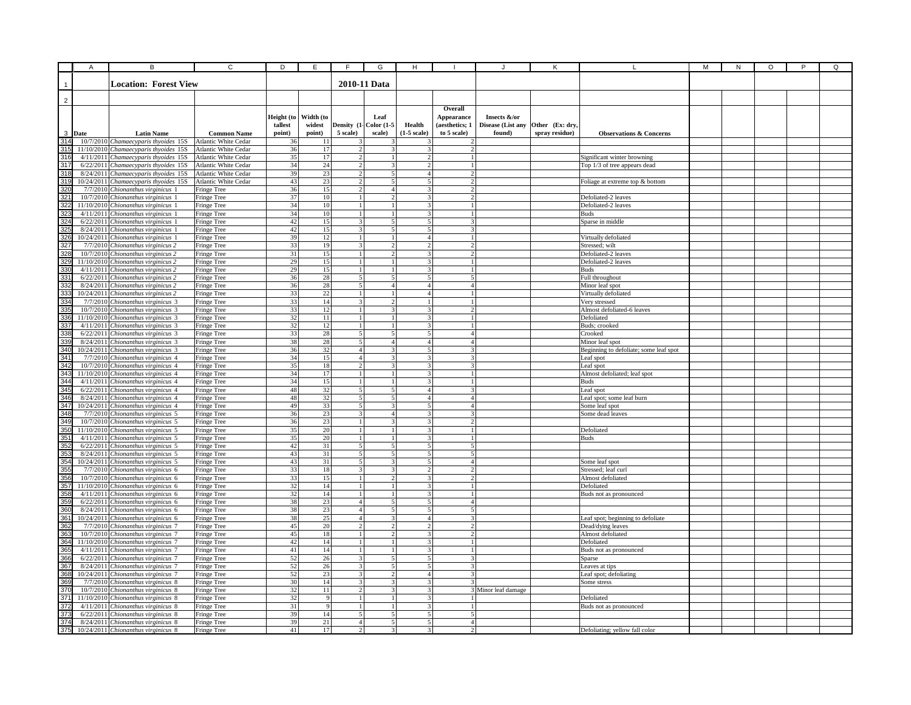**Location: Forest View** — **2010-11 Data**

| Date | Latin Name | Common Name | Height (to tallest point) | Width (to widest point) | Density (1-5 scale) | Leaf Color (1-5 scale) | Health (1-5 scale) | Overall Appearance (aesthetics; 1 to 5 scale) | Insects &/or Disease (List any found) | Other (Ex: dry, spray residue) | Observations & Concerns |
|---|---|---|---|---|---|---|---|---|---|---|---|
| 10/7/2010 | *Chamaecyparis thyoides* 15S | Atlantic White Cedar | 36 | 11 | 3 | 3 | 3 | 2 | | | |
| 11/10/2010 | *Chamaecyparis thyoides* 15S | Atlantic White Cedar | 36 | 17 | 2 | 3 | 3 | 2 | | | |
| 4/11/2011 | *Chamaecyparis thyoides* 15S | Atlantic White Cedar | 35 | 17 | 2 | 1 | 2 | 1 | | | Significant winter browning |
| 6/22/2011 | *Chamaecyparis thyoides* 15S | Atlantic White Cedar | 34 | 24 | 2 | 3 | 2 | 1 | | | Top 1/3 of tree appears dead |
| 8/24/2011 | *Chamaecyparis thyoides* 15S | Atlantic White Cedar | 39 | 23 | 2 | 5 | 4 | 2 | | | |
| 10/24/2011 | *Chamaecyparis thyoides* 15S | Atlantic White Cedar | 43 | 23 | 2 | 5 | 5 | 2 | | | Foliage at extreme top & bottom |
| 7/7/2010 | *Chionanthus virginicus* 1 | Fringe Tree | 36 | 15 | 2 | 4 | 3 | 2 | | | |
| 10/7/2010 | *Chionanthus virginicus* 1 | Fringe Tree | 37 | 10 | 1 | 2 | 3 | 2 | | | Defoliated-2 leaves |
| 11/10/2010 | *Chionanthus virginicus* 1 | Fringe Tree | 34 | 10 | 1 | 1 | 3 | 1 | | | Defoliated-2 leaves |
| 4/11/2011 | *Chionanthus virginicus* 1 | Fringe Tree | 34 | 10 | 1 | 1 | 3 | 1 | | | Buds |
| 6/22/2011 | *Chionanthus virginicus* 1 | Fringe Tree | 42 | 15 | 3 | 5 | 5 | 3 | | | Sparse in middle |
| 8/24/2011 | *Chionanthus virginicus* 1 | Fringe Tree | 42 | 15 | 3 | 5 | 5 | 3 | | | |
| 10/24/2011 | *Chionanthus virginicus* 1 | Fringe Tree | 39 | 12 | 1 | 1 | 4 | 1 | | | Virtually defoliated |
| 7/7/2010 | *Chionanthus virginicus 2* | Fringe Tree | 33 | 19 | 3 | 2 | 2 | 2 | | | Stressed; wilt |
| 10/7/2010 | *Chionanthus virginicus 2* | Fringe Tree | 31 | 15 | 1 | 2 | 3 | 2 | | | Defoliated-2 leaves |
| 11/10/2010 | *Chionanthus virginicus 2* | Fringe Tree | 29 | 15 | 1 | 1 | 3 | 1 | | | Defoliated-2 leaves |
| 4/11/2011 | *Chionanthus virginicus 2* | Fringe Tree | 29 | 15 | 1 | 1 | 3 | 1 | | | Buds |
| 6/22/2011 | *Chionanthus virginicus 2* | Fringe Tree | 36 | 28 | 5 | 5 | 5 | 5 | | | Full throughout |
| 8/24/2011 | *Chionanthus virginicus 2* | Fringe Tree | 36 | 28 | 5 | 4 | 4 | 4 | | | Minor leaf spot |
| 10/24/2011 | *Chionanthus virginicus 2* | Fringe Tree | 33 | 22 | 1 | 1 | 4 | 1 | | | Virtually defoliated |
| 7/7/2010 | *Chionanthus virginicus* 3 | Fringe Tree | 33 | 14 | 3 | 2 | 1 | 1 | | | Very stressed |
| 10/7/2010 | *Chionanthus virginicus* 3 | Fringe Tree | 33 | 12 | 1 | 3 | 3 | 2 | | | Almost defoliated-6 leaves |
| 11/10/2010 | *Chionanthus virginicus* 3 | Fringe Tree | 32 | 11 | 1 | 1 | 3 | 1 | | | Defoliated |
| 4/11/2011 | *Chionanthus virginicus* 3 | Fringe Tree | 32 | 12 | 1 | 1 | 3 | 1 | | | Buds; crooked |
| 6/22/2011 | *Chionanthus virginicus* 3 | Fringe Tree | 33 | 28 | 5 | 5 | 5 | 4 | | | Crooked |
| 8/24/2011 | *Chionanthus virginicus* 3 | Fringe Tree | 38 | 28 | 5 | 4 | 4 | 4 | | | Minor leaf spot |
| 10/24/2011 | *Chionanthus virginicus* 3 | Fringe Tree | 36 | 32 | 4 | 3 | 5 | 3 | | | Beginning to defoliate; some leaf spot |
| 7/7/2010 | *Chionanthus virginicus* 4 | Fringe Tree | 34 | 15 | 4 | 3 | 3 | 3 | | | Leaf spot |
| 10/7/2010 | *Chionanthus virginicus* 4 | Fringe Tree | 35 | 18 | 2 | 3 | 3 | 3 | | | Leaf spot |
| 11/10/2010 | *Chionanthus virginicus* 4 | Fringe Tree | 34 | 17 | 1 | 1 | 3 | 1 | | | Almost defoliated; leaf spot |
| 4/11/2011 | *Chionanthus virginicus* 4 | Fringe Tree | 34 | 15 | 1 | 1 | 3 | 1 | | | Buds |
| 6/22/2011 | *Chionanthus virginicus* 4 | Fringe Tree | 48 | 32 | 5 | 5 | 4 | 3 | | | Leaf spot |
| 8/24/2011 | *Chionanthus virginicus* 4 | Fringe Tree | 48 | 32 | 5 | 5 | 4 | 4 | | | Leaf spot; some leaf burn |
| 10/24/2011 | *Chionanthus virginicus* 4 | Fringe Tree | 49 | 33 | 5 | 3 | 5 | 4 | | | Some leaf spot |
| 7/7/2010 | *Chionanthus virginicus* 5 | Fringe Tree | 36 | 23 | 3 | 4 | 3 | 3 | | | Some dead leaves |
| 10/7/2010 | *Chionanthus virginicus* 5 | Fringe Tree | 36 | 23 | 1 | 3 | 3 | 2 | | | |
| 11/10/2010 | *Chionanthus virginicus* 5 | Fringe Tree | 35 | 20 | 1 | 1 | 3 | 1 | | | Defoliated |
| 4/11/2011 | *Chionanthus virginicus* 5 | Fringe Tree | 35 | 20 | 1 | 1 | 3 | 1 | | | Buds |
| 6/22/2011 | *Chionanthus virginicus* 5 | Fringe Tree | 42 | 31 | 5 | 5 | 5 | 5 | | | |
| 8/24/2011 | *Chionanthus virginicus* 5 | Fringe Tree | 43 | 31 | 5 | 5 | 5 | 5 | | | |
| 10/24/2011 | *Chionanthus virginicus* 5 | Fringe Tree | 43 | 31 | 5 | 3 | 5 | 4 | | | Some leaf spot |
| 7/7/2010 | *Chionanthus virginicus* 6 | Fringe Tree | 33 | 18 | 3 | 3 | 2 | 2 | | | Stressed; leaf curl |
| 10/7/2010 | *Chionanthus virginicus* 6 | Fringe Tree | 33 | 15 | 1 | 2 | 3 | 2 | | | Almost defoliated |
| 11/10/2010 | *Chionanthus virginicus* 6 | Fringe Tree | 32 | 14 | 1 | 1 | 3 | 1 | | | Defoliated |
| 4/11/2011 | *Chionanthus virginicus* 6 | Fringe Tree | 32 | 14 | 1 | 1 | 3 | 1 | | | Buds not as pronounced |
| 6/22/2011 | *Chionanthus virginicus* 6 | Fringe Tree | 38 | 23 | 4 | 5 | 5 | 4 | | | |
| 8/24/2011 | *Chionanthus virginicus* 6 | Fringe Tree | 38 | 23 | 4 | 5 | 5 | 5 | | | |
| 10/24/2011 | *Chionanthus virginicus* 6 | Fringe Tree | 38 | 25 | 4 | 3 | 4 | 3 | | | Leaf spot; beginning to defoliate |
| 7/7/2010 | *Chionanthus virginicus* 7 | Fringe Tree | 45 | 20 | 2 | 2 | 2 | 2 | | | Dead/dying leaves |
| 10/7/2010 | *Chionanthus virginicus* 7 | Fringe Tree | 45 | 18 | 1 | 2 | 3 | 2 | | | Almost defoliated |
| 11/10/2010 | *Chionanthus virginicus* 7 | Fringe Tree | 42 | 14 | 1 | 1 | 3 | 1 | | | Defoliated |
| 4/11/2011 | *Chionanthus virginicus* 7 | Fringe Tree | 41 | 14 | 1 | 1 | 3 | 1 | | | Buds not as pronounced |
| 6/22/2011 | *Chionanthus virginicus* 7 | Fringe Tree | 52 | 26 | 3 | 5 | 5 | 3 | | | Sparse |
| 8/24/2011 | *Chionanthus virginicus* 7 | Fringe Tree | 52 | 26 | 3 | 5 | 5 | 3 | | | Leaves at tips |
| 10/24/2011 | *Chionanthus virginicus* 7 | Fringe Tree | 52 | 23 | 3 | 2 | 4 | 3 | | | Leaf spot; defoliating |
| 7/7/2010 | *Chionanthus virginicus* 8 | Fringe Tree | 30 | 14 | 3 | 3 | 3 | 3 | | | Some stress |
| 10/7/2010 | *Chionanthus virginicus* 8 | Fringe Tree | 32 | 11 | 2 | 3 | 3 | 3 | Minor leaf damage | | |
| 11/10/2010 | *Chionanthus virginicus* 8 | Fringe Tree | 32 | 9 | 1 | 1 | 3 | 1 | | | Defoliated |
| 4/11/2011 | *Chionanthus virginicus* 8 | Fringe Tree | 31 | 9 | 1 | 1 | 3 | 1 | | | Buds not as pronounced |
| 6/22/2011 | *Chionanthus virginicus* 8 | Fringe Tree | 39 | 14 | 5 | 5 | 5 | 5 | | | |
| 8/24/2011 | *Chionanthus virginicus* 8 | Fringe Tree | 39 | 21 | 4 | 5 | 5 | 4 | | | |
| 10/24/2011 | *Chionanthus virginicus* 8 | Fringe Tree | 41 | 17 | 2 | 3 | 3 | 2 | | | Defoliating; yellow fall color |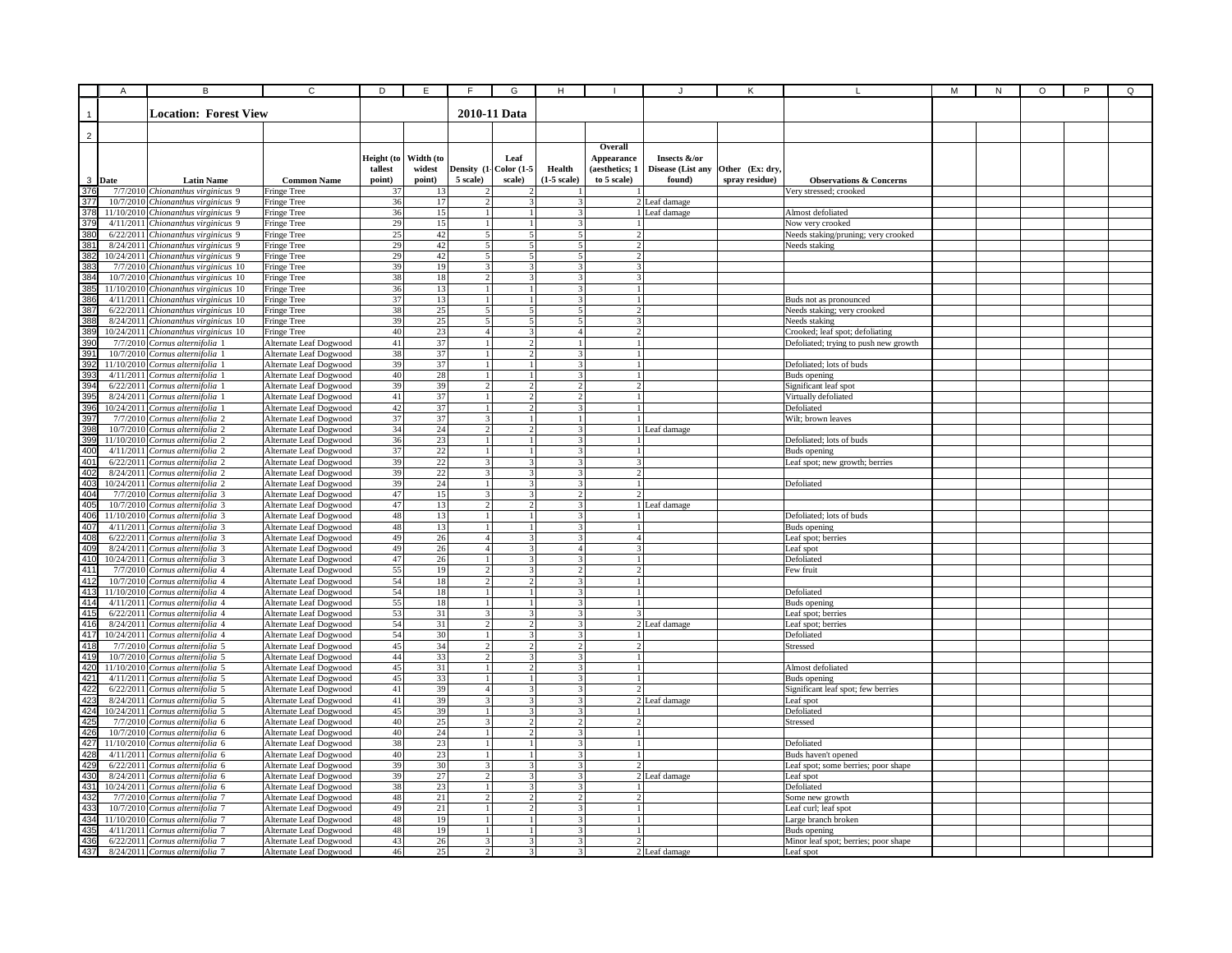## Location: Forest View

**2010-11 Data**

| Date | Latin Name | Common Name | Height (to tallest point) | Width (to widest point) | Density (1-5 scale) | Leaf Color (1-5 scale) | Health (1-5 scale) | Overall Appearance (aesthetics; 1 to 5 scale) | Insects &/or Disease (List any found) | Other (Ex: dry, spray residue) | Observations & Concerns |
|---|---|---|---|---|---|---|---|---|---|---|---|
| 7/7/2010 | *Chionanthus virginicus* 9 | Fringe Tree | 37 | 13 | 2 | 2 | 1 | 1 | | | Very stressed; crooked |
| 10/7/2010 | *Chionanthus virginicus* 9 | Fringe Tree | 36 | 17 | 2 | 3 | 3 | 2 | Leaf damage | | |
| 11/10/2010 | *Chionanthus virginicus* 9 | Fringe Tree | 36 | 15 | 1 | 1 | 3 | 1 | Leaf damage | | Almost defoliated |
| 4/11/2011 | *Chionanthus virginicus* 9 | Fringe Tree | 29 | 15 | 1 | 1 | 3 | 1 | | | Now very crooked |
| 6/22/2011 | *Chionanthus virginicus* 9 | Fringe Tree | 25 | 42 | 5 | 5 | 5 | 2 | | | Needs staking/pruning; very crooked |
| 8/24/2011 | *Chionanthus virginicus* 9 | Fringe Tree | 29 | 42 | 5 | 5 | 5 | 2 | | | Needs staking |
| 10/24/2011 | *Chionanthus virginicus* 9 | Fringe Tree | 29 | 42 | 5 | 5 | 5 | 2 | | | |
| 7/7/2010 | *Chionanthus virginicus* 10 | Fringe Tree | 39 | 19 | 3 | 3 | 3 | 3 | | | |
| 10/7/2010 | *Chionanthus virginicus* 10 | Fringe Tree | 38 | 18 | 2 | 3 | 3 | 3 | | | |
| 11/10/2010 | *Chionanthus virginicus* 10 | Fringe Tree | 36 | 13 | 1 | 1 | 3 | 1 | | | |
| 4/11/2011 | *Chionanthus virginicus* 10 | Fringe Tree | 37 | 13 | 1 | 1 | 3 | 1 | | | Buds not as pronounced |
| 6/22/2011 | *Chionanthus virginicus* 10 | Fringe Tree | 38 | 25 | 5 | 5 | 5 | 2 | | | Needs staking; very crooked |
| 8/24/2011 | *Chionanthus virginicus* 10 | Fringe Tree | 39 | 25 | 5 | 5 | 5 | 3 | | | Needs staking |
| 10/24/2011 | *Chionanthus virginicus* 10 | Fringe Tree | 40 | 23 | 4 | 3 | 4 | 2 | | | Crooked; leaf spot; defoliating |
| 7/7/2010 | *Cornus alternifolia* 1 | Alternate Leaf Dogwood | 41 | 37 | 1 | 2 | 1 | 1 | | | Defoliated; trying to push new growth |
| 10/7/2010 | *Cornus alternifolia* 1 | Alternate Leaf Dogwood | 38 | 37 | 1 | 2 | 3 | 1 | | | |
| 11/10/2010 | *Cornus alternifolia* 1 | Alternate Leaf Dogwood | 39 | 37 | 1 | 1 | 3 | 1 | | | Defoliated; lots of buds |
| 4/11/2011 | *Cornus alternifolia* 1 | Alternate Leaf Dogwood | 40 | 28 | 1 | 1 | 3 | 1 | | | Buds opening |
| 6/22/2011 | *Cornus alternifolia* 1 | Alternate Leaf Dogwood | 39 | 39 | 2 | 2 | 2 | 2 | | | Significant leaf spot |
| 8/24/2011 | *Cornus alternifolia* 1 | Alternate Leaf Dogwood | 41 | 37 | 1 | 2 | 2 | 1 | | | Virtually defoliated |
| 10/24/2011 | *Cornus alternifolia* 1 | Alternate Leaf Dogwood | 42 | 37 | 1 | 2 | 3 | 1 | | | Defoliated |
| 7/7/2010 | *Cornus alternifolia* 2 | Alternate Leaf Dogwood | 37 | 37 | 3 | 1 | 1 | 1 | | | Wilt; brown leaves |
| 10/7/2010 | *Cornus alternifolia* 2 | Alternate Leaf Dogwood | 34 | 24 | 2 | 2 | 3 | 1 | Leaf damage | | |
| 11/10/2010 | *Cornus alternifolia* 2 | Alternate Leaf Dogwood | 36 | 23 | 1 | 1 | 3 | 1 | | | Defoliated; lots of buds |
| 4/11/2011 | *Cornus alternifolia* 2 | Alternate Leaf Dogwood | 37 | 22 | 1 | 1 | 3 | 1 | | | Buds opening |
| 6/22/2011 | *Cornus alternifolia* 2 | Alternate Leaf Dogwood | 39 | 22 | 3 | 3 | 3 | 3 | | | Leaf spot; new growth; berries |
| 8/24/2011 | *Cornus alternifolia* 2 | Alternate Leaf Dogwood | 39 | 22 | 3 | 3 | 3 | 2 | | | |
| 10/24/2011 | *Cornus alternifolia* 2 | Alternate Leaf Dogwood | 39 | 24 | 1 | 3 | 3 | 1 | | | Defoliated |
| 7/7/2010 | *Cornus alternifolia* 3 | Alternate Leaf Dogwood | 47 | 15 | 3 | 3 | 2 | 2 | | | |
| 10/7/2010 | *Cornus alternifolia* 3 | Alternate Leaf Dogwood | 47 | 13 | 2 | 2 | 3 | 1 | Leaf damage | | |
| 11/10/2010 | *Cornus alternifolia* 3 | Alternate Leaf Dogwood | 48 | 13 | 1 | 1 | 3 | 1 | | | Defoliated; lots of buds |
| 4/11/2011 | *Cornus alternifolia* 3 | Alternate Leaf Dogwood | 48 | 13 | 1 | 1 | 3 | 1 | | | Buds opening |
| 6/22/2011 | *Cornus alternifolia* 3 | Alternate Leaf Dogwood | 49 | 26 | 4 | 3 | 3 | 4 | | | Leaf spot; berries |
| 8/24/2011 | *Cornus alternifolia* 3 | Alternate Leaf Dogwood | 49 | 26 | 4 | 3 | 4 | 3 | | | Leaf spot |
| 10/24/2011 | *Cornus alternifolia* 3 | Alternate Leaf Dogwood | 47 | 26 | 1 | 3 | 3 | 1 | | | Defoliated |
| 7/7/2010 | *Cornus alternifolia* 4 | Alternate Leaf Dogwood | 55 | 19 | 2 | 3 | 2 | 2 | | | Few fruit |
| 10/7/2010 | *Cornus alternifolia* 4 | Alternate Leaf Dogwood | 54 | 18 | 2 | 2 | 3 | 1 | | | |
| 11/10/2010 | *Cornus alternifolia* 4 | Alternate Leaf Dogwood | 54 | 18 | 1 | 1 | 3 | 1 | | | Defoliated |
| 4/11/2011 | *Cornus alternifolia* 4 | Alternate Leaf Dogwood | 55 | 18 | 1 | 1 | 3 | 1 | | | Buds opening |
| 6/22/2011 | *Cornus alternifolia* 4 | Alternate Leaf Dogwood | 53 | 31 | 3 | 3 | 3 | 3 | | | Leaf spot; berries |
| 8/24/2011 | *Cornus alternifolia* 4 | Alternate Leaf Dogwood | 54 | 31 | 2 | 2 | 3 | 2 | Leaf damage | | Leaf spot; berries |
| 10/24/2011 | *Cornus alternifolia* 4 | Alternate Leaf Dogwood | 54 | 30 | 1 | 3 | 3 | 1 | | | Defoliated |
| 7/7/2010 | *Cornus alternifolia* 5 | Alternate Leaf Dogwood | 45 | 34 | 2 | 2 | 2 | 2 | | | Stressed |
| 10/7/2010 | *Cornus alternifolia* 5 | Alternate Leaf Dogwood | 44 | 33 | 2 | 3 | 3 | 1 | | | |
| 11/10/2010 | *Cornus alternifolia* 5 | Alternate Leaf Dogwood | 45 | 31 | 1 | 2 | 3 | 1 | | | Almost defoliated |
| 4/11/2011 | *Cornus alternifolia* 5 | Alternate Leaf Dogwood | 45 | 33 | 1 | 1 | 3 | 1 | | | Buds opening |
| 6/22/2011 | *Cornus alternifolia* 5 | Alternate Leaf Dogwood | 41 | 39 | 4 | 3 | 3 | 2 | | | Significant leaf spot; few berries |
| 8/24/2011 | *Cornus alternifolia* 5 | Alternate Leaf Dogwood | 41 | 39 | 3 | 3 | 3 | 2 | Leaf damage | | Leaf spot |
| 10/24/2011 | *Cornus alternifolia* 5 | Alternate Leaf Dogwood | 45 | 39 | 1 | 3 | 3 | 1 | | | Defoliated |
| 7/7/2010 | *Cornus alternifolia* 6 | Alternate Leaf Dogwood | 40 | 25 | 3 | 2 | 2 | 2 | | | Stressed |
| 10/7/2010 | *Cornus alternifolia* 6 | Alternate Leaf Dogwood | 40 | 24 | 1 | 2 | 3 | 1 | | | |
| 11/10/2010 | *Cornus alternifolia* 6 | Alternate Leaf Dogwood | 38 | 23 | 1 | 1 | 3 | 1 | | | Defoliated |
| 4/11/2011 | *Cornus alternifolia* 6 | Alternate Leaf Dogwood | 40 | 23 | 1 | 1 | 3 | 1 | | | Buds haven't opened |
| 6/22/2011 | *Cornus alternifolia* 6 | Alternate Leaf Dogwood | 39 | 30 | 3 | 3 | 3 | 2 | | | Leaf spot; some berries; poor shape |
| 8/24/2011 | *Cornus alternifolia* 6 | Alternate Leaf Dogwood | 39 | 27 | 2 | 3 | 3 | 2 | Leaf damage | | Leaf spot |
| 10/24/2011 | *Cornus alternifolia* 6 | Alternate Leaf Dogwood | 38 | 23 | 1 | 3 | 3 | 1 | | | Defoliated |
| 7/7/2010 | *Cornus alternifolia* 7 | Alternate Leaf Dogwood | 48 | 21 | 2 | 2 | 2 | 2 | | | Some new growth |
| 10/7/2010 | *Cornus alternifolia* 7 | Alternate Leaf Dogwood | 49 | 21 | 1 | 2 | 3 | 1 | | | Leaf curl; leaf spot |
| 11/10/2010 | *Cornus alternifolia* 7 | Alternate Leaf Dogwood | 48 | 19 | 1 | 1 | 3 | 1 | | | Large branch broken |
| 4/11/2011 | *Cornus alternifolia* 7 | Alternate Leaf Dogwood | 48 | 19 | 1 | 1 | 3 | 1 | | | Buds opening |
| 6/22/2011 | *Cornus alternifolia* 7 | Alternate Leaf Dogwood | 43 | 26 | 3 | 3 | 3 | 2 | | | Minor leaf spot; berries; poor shape |
| 8/24/2011 | *Cornus alternifolia* 7 | Alternate Leaf Dogwood | 46 | 25 | 2 | 3 | 3 | 2 | Leaf damage | | Leaf spot |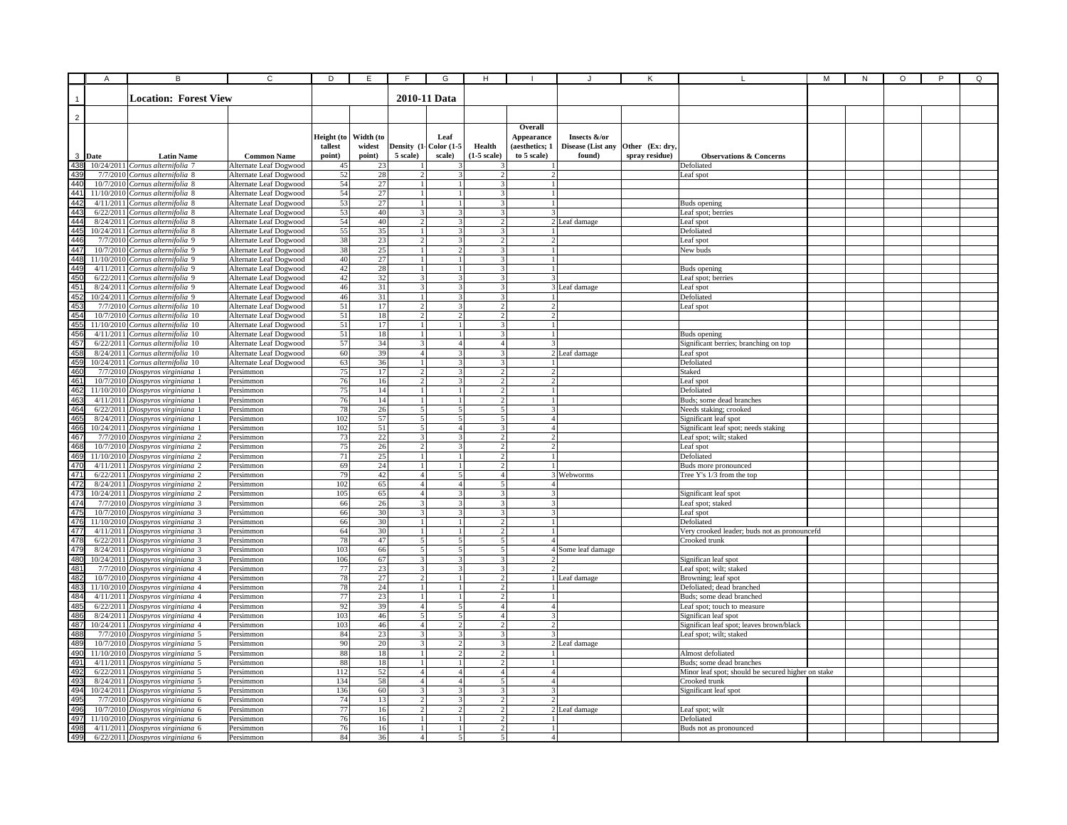| Date | Latin Name | Common Name | Height (to tallest point) | Width (to widest point) | Density (1-5 scale) | Leaf Color (1-5 scale) | Health (1-5 scale) | Overall Appearance (aesthetics; 1 to 5 scale) | Insects &/or Disease (List any found) | Other (Ex: dry, spray residue) | Observations & Concerns |
|---|---|---|---|---|---|---|---|---|---|---|---|
| **Location: Forest View** | | | | | **2010-11 Data** | | | | | | |
| 10/24/2011 | *Cornus alternifolia* 7 | Alternate Leaf Dogwood | 45 | 23 | 1 | 3 | 3 | 1 | | | Defoliated |
| 7/7/2010 | *Cornus alternifolia* 8 | Alternate Leaf Dogwood | 52 | 28 | 2 | 3 | 2 | 2 | | | Leaf spot |
| 10/7/2010 | *Cornus alternifolia* 8 | Alternate Leaf Dogwood | 54 | 27 | 1 | 1 | 3 | 1 | | | |
| 11/10/2010 | *Cornus alternifolia* 8 | Alternate Leaf Dogwood | 54 | 27 | 1 | 1 | 3 | 1 | | | |
| 4/11/2011 | *Cornus alternifolia* 8 | Alternate Leaf Dogwood | 53 | 27 | 1 | 1 | 3 | 1 | | | Buds opening |
| 6/22/2011 | *Cornus alternifolia* 8 | Alternate Leaf Dogwood | 53 | 40 | 3 | 3 | 3 | 3 | | | Leaf spot; berries |
| 8/24/2011 | *Cornus alternifolia* 8 | Alternate Leaf Dogwood | 54 | 40 | 2 | 3 | 2 | 2 | Leaf damage | | Leaf spot |
| 10/24/2011 | *Cornus alternifolia* 8 | Alternate Leaf Dogwood | 55 | 35 | 1 | 3 | 3 | 1 | | | Defoliated |
| 7/7/2010 | *Cornus alternifolia* 9 | Alternate Leaf Dogwood | 38 | 23 | 2 | 3 | 2 | 2 | | | Leaf spot |
| 10/7/2010 | *Cornus alternifolia* 9 | Alternate Leaf Dogwood | 38 | 25 | 1 | 2 | 3 | 1 | | | New buds |
| 11/10/2010 | *Cornus alternifolia* 9 | Alternate Leaf Dogwood | 40 | 27 | 1 | 1 | 3 | 1 | | | |
| 4/11/2011 | *Cornus alternifolia* 9 | Alternate Leaf Dogwood | 42 | 28 | 1 | 1 | 3 | 1 | | | Buds opening |
| 6/22/2011 | *Cornus alternifolia* 9 | Alternate Leaf Dogwood | 42 | 32 | 3 | 3 | 3 | 3 | | | Leaf spot; berries |
| 8/24/2011 | *Cornus alternifolia* 9 | Alternate Leaf Dogwood | 46 | 31 | 3 | 3 | 3 | 3 | Leaf damage | | Leaf spot |
| 10/24/2011 | *Cornus alternifolia* 9 | Alternate Leaf Dogwood | 46 | 31 | 1 | 3 | 3 | 1 | | | Defoliated |
| 7/7/2010 | *Cornus alternifolia* 10 | Alternate Leaf Dogwood | 51 | 17 | 2 | 3 | 2 | 2 | | | Leaf spot |
| 10/7/2010 | *Cornus alternifolia* 10 | Alternate Leaf Dogwood | 51 | 18 | 2 | 2 | 2 | 2 | | | |
| 11/10/2010 | *Cornus alternifolia* 10 | Alternate Leaf Dogwood | 51 | 17 | 1 | 1 | 3 | 1 | | | |
| 4/11/2011 | *Cornus alternifolia* 10 | Alternate Leaf Dogwood | 51 | 18 | 1 | 1 | 3 | 1 | | | Buds opening |
| 6/22/2011 | *Cornus alternifolia* 10 | Alternate Leaf Dogwood | 57 | 34 | 3 | 4 | 4 | 3 | | | Significant berries; branching on top |
| 8/24/2011 | *Cornus alternifolia* 10 | Alternate Leaf Dogwood | 60 | 39 | 4 | 3 | 3 | 2 | Leaf damage | | Leaf spot |
| 10/24/2011 | *Cornus alternifolia* 10 | Alternate Leaf Dogwood | 63 | 36 | 1 | 3 | 3 | 1 | | | Defoliated |
| 7/7/2010 | *Diospyros virginiana* 1 | Persimmon | 75 | 17 | 2 | 3 | 2 | 2 | | | Staked |
| 10/7/2010 | *Diospyros virginiana* 1 | Persimmon | 76 | 16 | 2 | 3 | 2 | 2 | | | Leaf spot |
| 11/10/2010 | *Diospyros virginiana* 1 | Persimmon | 75 | 14 | 1 | 1 | 2 | 1 | | | Defoliated |
| 4/11/2011 | *Diospyros virginiana* 1 | Persimmon | 76 | 14 | 1 | 1 | 2 | 1 | | | Buds; some dead branches |
| 6/22/2011 | *Diospyros virginiana* 1 | Persimmon | 78 | 26 | 5 | 5 | 5 | 3 | | | Needs staking; crooked |
| 8/24/2011 | *Diospyros virginiana* 1 | Persimmon | 102 | 57 | 5 | 5 | 5 | 4 | | | Significant leaf spot |
| 10/24/2011 | *Diospyros virginiana* 1 | Persimmon | 102 | 51 | 5 | 4 | 3 | 4 | | | Significant leaf spot; needs staking |
| 7/7/2010 | *Diospyros virginiana* 2 | Persimmon | 73 | 22 | 3 | 3 | 2 | 2 | | | Leaf spot; wilt; staked |
| 10/7/2010 | *Diospyros virginiana* 2 | Persimmon | 75 | 26 | 2 | 3 | 2 | 2 | | | Leaf spot |
| 11/10/2010 | *Diospyros virginiana* 2 | Persimmon | 71 | 25 | 1 | 1 | 2 | 1 | | | Defoliated |
| 4/11/2011 | *Diospyros virginiana* 2 | Persimmon | 69 | 24 | 1 | 1 | 2 | 1 | | | Buds more pronounced |
| 6/22/2011 | *Diospyros virginiana* 2 | Persimmon | 79 | 42 | 4 | 5 | 4 | 3 | Webworms | | Tree Y's 1/3 from the top |
| 8/24/2011 | *Diospyros virginiana* 2 | Persimmon | 102 | 65 | 4 | 4 | 5 | 4 | | | |
| 10/24/2011 | *Diospyros virginiana* 2 | Persimmon | 105 | 65 | 4 | 3 | 3 | 3 | | | Significant leaf spot |
| 7/7/2010 | *Diospyros virginiana* 3 | Persimmon | 66 | 26 | 3 | 3 | 3 | 3 | | | Leaf spot; staked |
| 10/7/2010 | *Diospyros virginiana* 3 | Persimmon | 66 | 30 | 3 | 3 | 3 | 3 | | | Leaf spot |
| 11/10/2010 | *Diospyros virginiana* 3 | Persimmon | 66 | 30 | 1 | 1 | 2 | 1 | | | Defoliated |
| 4/11/2011 | *Diospyros virginiana* 3 | Persimmon | 64 | 30 | 1 | 1 | 2 | 1 | | | Very crooked leader; buds not as pronouncefd |
| 6/22/2011 | *Diospyros virginiana* 3 | Persimmon | 78 | 47 | 5 | 5 | 5 | 4 | | | Crooked trunk |
| 8/24/2011 | *Diospyros virginiana* 3 | Persimmon | 103 | 66 | 5 | 5 | 5 | 4 | Some leaf damage | | |
| 10/24/2011 | *Diospyros virginiana* 3 | Persimmon | 106 | 67 | 3 | 3 | 3 | 2 | | | Significan leaf spot |
| 7/7/2010 | *Diospyros virginiana* 4 | Persimmon | 77 | 23 | 3 | 3 | 3 | 2 | | | Leaf spot; wilt; staked |
| 10/7/2010 | *Diospyros virginiana* 4 | Persimmon | 78 | 27 | 2 | 1 | 2 | 1 | Leaf damage | | Browning; leaf spot |
| 11/10/2010 | *Diospyros virginiana* 4 | Persimmon | 78 | 24 | 1 | 1 | 2 | 1 | | | Defoliated; dead branched |
| 4/11/2011 | *Diospyros virginiana* 4 | Persimmon | 77 | 23 | 1 | 1 | 2 | 1 | | | Buds; some dead branched |
| 6/22/2011 | *Diospyros virginiana* 4 | Persimmon | 92 | 39 | 4 | 5 | 4 | 4 | | | Leaf spot; touch to measure |
| 8/24/2011 | *Diospyros virginiana* 4 | Persimmon | 103 | 46 | 5 | 5 | 4 | 3 | | | Significan leaf spot |
| 10/24/2011 | *Diospyros virginiana* 4 | Persimmon | 103 | 46 | 4 | 2 | 2 | 2 | | | Significan leaf spot; leaves brown/black |
| 7/7/2010 | *Diospyros virginiana* 5 | Persimmon | 84 | 23 | 3 | 3 | 3 | 3 | | | Leaf spot; wilt; staked |
| 10/7/2010 | *Diospyros virginiana* 5 | Persimmon | 90 | 20 | 3 | 2 | 3 | 2 | Leaf damage | | |
| 11/10/2010 | *Diospyros virginiana* 5 | Persimmon | 88 | 18 | 1 | 2 | 2 | 1 | | | Almost defoliated |
| 4/11/2011 | *Diospyros virginiana* 5 | Persimmon | 88 | 18 | 1 | 1 | 2 | 1 | | | Buds; some dead branches |
| 6/22/2011 | *Diospyros virginiana* 5 | Persimmon | 112 | 52 | 4 | 4 | 4 | 4 | | | Minor leaf spot; should be secured higher on stake |
| 8/24/2011 | *Diospyros virginiana* 5 | Persimmon | 134 | 58 | 4 | 4 | 5 | 4 | | | Crooked trunk |
| 10/24/2011 | *Diospyros virginiana* 5 | Persimmon | 136 | 60 | 3 | 3 | 3 | 3 | | | Significant leaf spot |
| 7/7/2010 | *Diospyros virginiana* 6 | Persimmon | 74 | 13 | 2 | 3 | 2 | 2 | | | |
| 10/7/2010 | *Diospyros virginiana* 6 | Persimmon | 77 | 16 | 2 | 2 | 2 | 2 | Leaf damage | | Leaf spot; wilt |
| 11/10/2010 | *Diospyros virginiana* 6 | Persimmon | 76 | 16 | 1 | 1 | 2 | 1 | | | Defoliated |
| 4/11/2011 | *Diospyros virginiana* 6 | Persimmon | 76 | 16 | 1 | 1 | 2 | 1 | | | Buds not as pronounced |
| 6/22/2011 | *Diospyros virginiana* 6 | Persimmon | 84 | 36 | 4 | 5 | 5 | 4 | | | |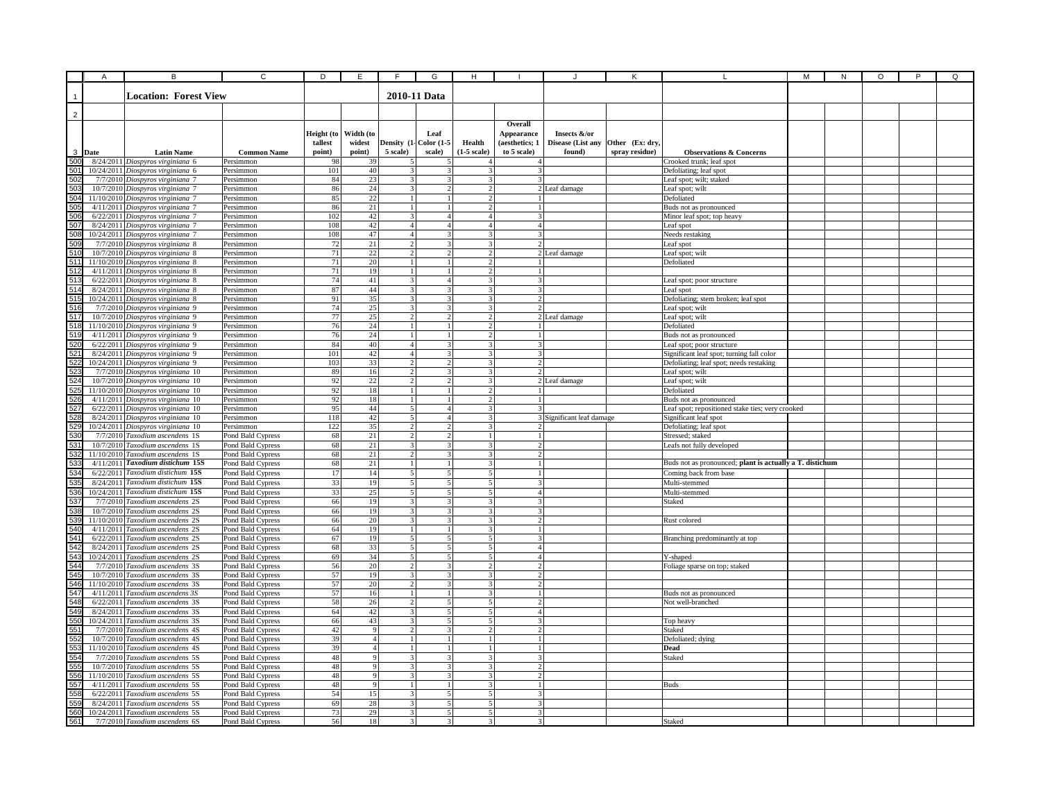**Location: Forest View** — **2010-11 Data**

| Date | Latin Name | Common Name | Height (to tallest point) | Width (to widest point) | Density (1-5 scale) | Leaf Color (1-5 scale) | Health (1-5 scale) | Overall Appearance (aesthetics; 1 to 5 scale) | Insects &/or Disease (List any found) | Other (Ex: dry, spray residue) | Observations & Concerns |
|---|---|---|---|---|---|---|---|---|---|---|---|
| 8/24/2011 | *Diospyros virginiana* 6 | Persimmon | 98 | 39 | 5 | 5 | 4 | 4 | | | Crooked trunk; leaf spot |
| 10/24/2011 | *Diospyros virginiana* 6 | Persimmon | 101 | 40 | 3 | 3 | 3 | 3 | | | Defoliating; leaf spot |
| 7/7/2010 | *Diospyros virginiana* 7 | Persimmon | 84 | 23 | 3 | 3 | 3 | 3 | | | Leaf spot; wilt; staked |
| 10/7/2010 | *Diospyros virginiana* 7 | Persimmon | 86 | 24 | 3 | 2 | 2 | 2 | Leaf damage | | Leaf spot; wilt |
| 11/10/2010 | *Diospyros virginiana* 7 | Persimmon | 85 | 22 | 1 | 1 | 2 | 1 | | | Defoliated |
| 4/11/2011 | *Diospyros virginiana* 7 | Persimmon | 86 | 21 | 1 | 1 | 2 | 1 | | | Buds not as pronounced |
| 6/22/2011 | *Diospyros virginiana* 7 | Persimmon | 102 | 42 | 3 | 4 | 4 | 3 | | | Minor leaf spot; top heavy |
| 8/24/2011 | *Diospyros virginiana* 7 | Persimmon | 108 | 42 | 4 | 4 | 4 | 4 | | | Leaf spot |
| 10/24/2011 | *Diospyros virginiana* 7 | Persimmon | 108 | 47 | 4 | 3 | 3 | 3 | | | Needs restaking |
| 7/7/2010 | *Diospyros virginiana* 8 | Persimmon | 72 | 21 | 2 | 3 | 3 | 2 | | | Leaf spot |
| 10/7/2010 | *Diospyros virginiana* 8 | Persimmon | 71 | 22 | 2 | 2 | 2 | 2 | Leaf damage | | Leaf spot; wilt |
| 11/10/2010 | *Diospyros virginiana* 8 | Persimmon | 71 | 20 | 1 | 1 | 2 | 1 | | | Defoliated |
| 4/11/2011 | *Diospyros virginiana* 8 | Persimmon | 71 | 19 | 1 | 1 | 2 | 1 | | | |
| 6/22/2011 | *Diospyros virginiana* 8 | Persimmon | 74 | 41 | 3 | 4 | 3 | 3 | | | Leaf spot; poor structure |
| 8/24/2011 | *Diospyros virginiana* 8 | Persimmon | 87 | 44 | 3 | 3 | 3 | 3 | | | Leaf spot |
| 10/24/2011 | *Diospyros virginiana* 8 | Persimmon | 91 | 35 | 3 | 3 | 3 | 2 | | | Defoliating; stem broken; leaf spot |
| 7/7/2010 | *Diospyros virginiana* 9 | Persimmon | 74 | 25 | 3 | 3 | 3 | 2 | | | Leaf spot; wilt |
| 10/7/2010 | *Diospyros virginiana* 9 | Persimmon | 77 | 25 | 2 | 2 | 2 | 2 | Leaf damage | | Leaf spot; wilt |
| 11/10/2010 | *Diospyros virginiana* 9 | Persimmon | 76 | 24 | 1 | 1 | 2 | 1 | | | Defoliated |
| 4/11/2011 | *Diospyros virginiana* 9 | Persimmon | 76 | 24 | 1 | 1 | 2 | 1 | | | Buds not as pronounced |
| 6/22/2011 | *Diospyros virginiana* 9 | Persimmon | 84 | 40 | 4 | 3 | 3 | 3 | | | Leaf spot; poor structure |
| 8/24/2011 | *Diospyros virginiana* 9 | Persimmon | 101 | 42 | 4 | 3 | 3 | 3 | | | Significant leaf spot; turning fall color |
| 10/24/2011 | *Diospyros virginiana* 9 | Persimmon | 103 | 33 | 2 | 2 | 3 | 2 | | | Defoliating; leaf spot; needs restaking |
| 7/7/2010 | *Diospyros virginiana* 10 | Persimmon | 89 | 16 | 2 | 3 | 3 | 2 | | | Leaf spot; wilt |
| 10/7/2010 | *Diospyros virginiana* 10 | Persimmon | 92 | 22 | 2 | 2 | 3 | 2 | Leaf damage | | Leaf spot; wilt |
| 11/10/2010 | *Diospyros virginiana* 10 | Persimmon | 92 | 18 | 1 | 1 | 2 | 1 | | | Defoliated |
| 4/11/2011 | *Diospyros virginiana* 10 | Persimmon | 92 | 18 | 1 | 1 | 2 | 1 | | | Buds not as pronounced |
| 6/22/2011 | *Diospyros virginiana* 10 | Persimmon | 95 | 44 | 5 | 4 | 3 | 3 | | | Leaf spot; repositioned stake ties; very crooked |
| 8/24/2011 | *Diospyros virginiana* 10 | Persimmon | 118 | 42 | 5 | 4 | 3 | 3 | Significant leaf damage | | Significant leaf spot |
| 10/24/2011 | *Diospyros virginiana* 10 | Persimmon | 122 | 35 | 2 | 2 | 3 | 2 | | | Defoliating; leaf spot |
| 7/7/2010 | *Taxodium ascendens* 1S | Pond Bald Cypress | 68 | 21 | 2 | 2 | 1 | 1 | | | Stressed; staked |
| 10/7/2010 | *Taxodium ascendens* 1S | Pond Bald Cypress | 68 | 21 | 3 | 3 | 3 | 2 | | | Leafs not fully developed |
| 11/10/2010 | *Taxodium ascendens* 1S | Pond Bald Cypress | 68 | 21 | 2 | 3 | 3 | 2 | | | |
| 4/11/2011 | ***Taxodium distichum* 15S** | Pond Bald Cypress | 68 | 21 | 1 | 1 | 3 | 1 | | | Buds not as pronounced; **plant is actually a T. distichum** |
| 6/22/2011 | *Taxodium distichum* **15S** | Pond Bald Cypress | 17 | 14 | 5 | 5 | 5 | 1 | | | Coming back from base |
| 8/24/2011 | *Taxodium distichum* **15S** | Pond Bald Cypress | 33 | 19 | 5 | 5 | 5 | 3 | | | Multi-stemmed |
| 10/24/2011 | *Taxodium distichum* **15S** | Pond Bald Cypress | 33 | 25 | 5 | 5 | 5 | 4 | | | Multi-stemmed |
| 7/7/2010 | *Taxodium ascendens* 2S | Pond Bald Cypress | 66 | 19 | 3 | 3 | 3 | 3 | | | Staked |
| 10/7/2010 | *Taxodium ascendens* 2S | Pond Bald Cypress | 66 | 19 | 3 | 3 | 3 | 3 | | | |
| 11/10/2010 | *Taxodium ascendens* 2S | Pond Bald Cypress | 66 | 20 | 3 | 3 | 3 | 2 | | | Rust colored |
| 4/11/2011 | *Taxodium ascendens* 2S | Pond Bald Cypress | 64 | 19 | 1 | 1 | 3 | 1 | | | |
| 6/22/2011 | *Taxodium ascendens* 2S | Pond Bald Cypress | 67 | 19 | 5 | 5 | 5 | 3 | | | Branching predominantly at top |
| 8/24/2011 | *Taxodium ascendens* 2S | Pond Bald Cypress | 68 | 33 | 5 | 5 | 5 | 4 | | | |
| 10/24/2011 | *Taxodium ascendens* 2S | Pond Bald Cypress | 69 | 34 | 5 | 5 | 5 | 4 | | | Y-shaped |
| 7/7/2010 | *Taxodium ascendens* 3S | Pond Bald Cypress | 56 | 20 | 2 | 3 | 2 | 2 | | | Foliage sparse on top; staked |
| 10/7/2010 | *Taxodium ascendens* 3S | Pond Bald Cypress | 57 | 19 | 3 | 3 | 3 | 2 | | | |
| 11/10/2010 | *Taxodium ascendens* 3S | Pond Bald Cypress | 57 | 20 | 2 | 3 | 3 | 2 | | | |
| 4/11/2011 | *Taxodium ascendens* 3S | Pond Bald Cypress | 57 | 16 | 1 | 1 | 3 | 1 | | | Buds not as pronounced |
| 6/22/2011 | *Taxodium ascendens* 3S | Pond Bald Cypress | 58 | 26 | 2 | 5 | 5 | 2 | | | Not well-branched |
| 8/24/2011 | *Taxodium ascendens* 3S | Pond Bald Cypress | 64 | 42 | 3 | 5 | 5 | 4 | | | |
| 10/24/2011 | *Taxodium ascendens* 3S | Pond Bald Cypress | 66 | 43 | 3 | 5 | 5 | 3 | | | Top heavy |
| 7/7/2010 | *Taxodium ascendens* 4S | Pond Bald Cypress | 42 | 9 | 2 | 3 | 2 | 2 | | | Staked |
| 10/7/2010 | *Taxodium ascendens* 4S | Pond Bald Cypress | 39 | 4 | 1 | 1 | 1 | 1 | | | Defoliated; dying |
| 11/10/2010 | *Taxodium ascendens* 4S | Pond Bald Cypress | 39 | 4 | 1 | 1 | 1 | 1 | | | **Dead** |
| 7/7/2010 | *Taxodium ascendens* 5S | Pond Bald Cypress | 48 | 9 | 3 | 3 | 3 | 3 | | | Staked |
| 10/7/2010 | *Taxodium ascendens* 5S | Pond Bald Cypress | 48 | 9 | 3 | 3 | 3 | 2 | | | |
| 11/10/2010 | *Taxodium ascendens* 5S | Pond Bald Cypress | 48 | 9 | 3 | 3 | 3 | 2 | | | |
| 4/11/2011 | *Taxodium ascendens* 5S | Pond Bald Cypress | 48 | 9 | 1 | 1 | 3 | 1 | | | Buds |
| 6/22/2011 | *Taxodium ascendens* 5S | Pond Bald Cypress | 54 | 15 | 3 | 5 | 5 | 3 | | | |
| 8/24/2011 | *Taxodium ascendens* 5S | Pond Bald Cypress | 69 | 28 | 3 | 5 | 5 | 3 | | | |
| 10/24/2011 | *Taxodium ascendens* 5S | Pond Bald Cypress | 73 | 29 | 3 | 5 | 5 | 3 | | | |
| 7/7/2010 | *Taxodium ascendens* 6S | Pond Bald Cypress | 56 | 18 | 3 | 3 | 3 | 3 | | | Staked |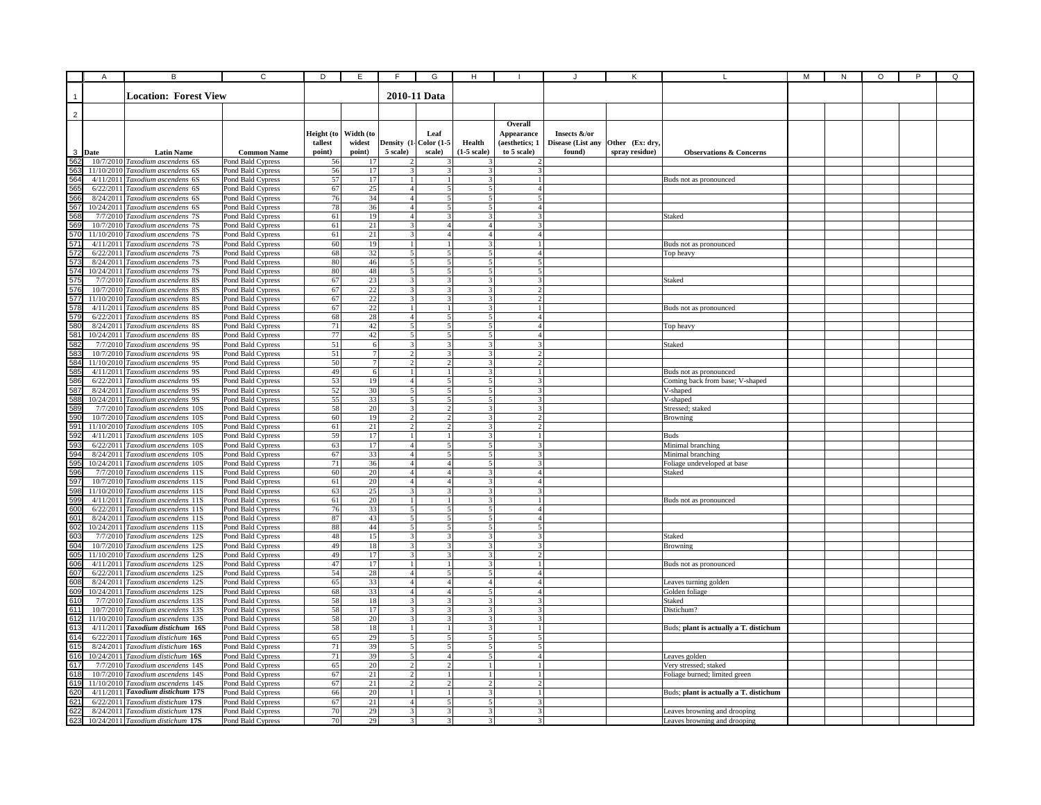**Location: Forest View** — **2010-11 Data**

| | Date | Latin Name | Common Name | Height (to tallest point) | Width (to widest point) | Density (1-5 scale) | Leaf Color (1-5 scale) | Health (1-5 scale) | Overall Appearance (aesthetics; 1 to 5 scale) | Insects &/or Disease (List any found) | Other (Ex: dry, spray residue) | Observations & Concerns |
|---|---|---|---|---|---|---|---|---|---|---|---|---|
| 562 | 10/7/2010 | *Taxodium ascendens* 6S | Pond Bald Cypress | 56 | 17 | 2 | 3 | 3 | 2 | | | |
| 563 | 11/10/2010 | *Taxodium ascendens* 6S | Pond Bald Cypress | 56 | 17 | 3 | 3 | 3 | 3 | | | |
| 564 | 4/11/2011 | *Taxodium ascendens* 6S | Pond Bald Cypress | 57 | 17 | 1 | 1 | 3 | 1 | | | Buds not as pronounced |
| 565 | 6/22/2011 | *Taxodium ascendens* 6S | Pond Bald Cypress | 67 | 25 | 4 | 5 | 5 | 4 | | | |
| 566 | 8/24/2011 | *Taxodium ascendens* 6S | Pond Bald Cypress | 76 | 34 | 4 | 5 | 5 | 5 | | | |
| 567 | 10/24/2011 | *Taxodium ascendens* 6S | Pond Bald Cypress | 78 | 36 | 4 | 5 | 5 | 4 | | | |
| 568 | 7/7/2010 | *Taxodium ascendens* 7S | Pond Bald Cypress | 61 | 19 | 4 | 3 | 3 | 3 | | | Staked |
| 569 | 10/7/2010 | *Taxodium ascendens* 7S | Pond Bald Cypress | 61 | 21 | 3 | 4 | 4 | 3 | | | |
| 570 | 11/10/2010 | *Taxodium ascendens* 7S | Pond Bald Cypress | 61 | 21 | 3 | 4 | 4 | 4 | | | |
| 571 | 4/11/2011 | *Taxodium ascendens* 7S | Pond Bald Cypress | 60 | 19 | 1 | 1 | 3 | 1 | | | Buds not as pronounced |
| 572 | 6/22/2011 | *Taxodium ascendens* 7S | Pond Bald Cypress | 68 | 32 | 5 | 5 | 5 | 4 | | | Top heavy |
| 573 | 8/24/2011 | *Taxodium ascendens* 7S | Pond Bald Cypress | 80 | 46 | 5 | 5 | 5 | 5 | | | |
| 574 | 10/24/2011 | *Taxodium ascendens* 7S | Pond Bald Cypress | 80 | 48 | 5 | 5 | 5 | 5 | | | |
| 575 | 7/7/2010 | *Taxodium ascendens* 8S | Pond Bald Cypress | 67 | 23 | 3 | 3 | 3 | 3 | | | Staked |
| 576 | 10/7/2010 | *Taxodium ascendens* 8S | Pond Bald Cypress | 67 | 22 | 3 | 3 | 3 | 2 | | | |
| 577 | 11/10/2010 | *Taxodium ascendens* 8S | Pond Bald Cypress | 67 | 22 | 3 | 3 | 3 | 2 | | | |
| 578 | 4/11/2011 | *Taxodium ascendens* 8S | Pond Bald Cypress | 67 | 22 | 1 | 1 | 3 | 1 | | | Buds not as pronounced |
| 579 | 6/22/2011 | *Taxodium ascendens* 8S | Pond Bald Cypress | 68 | 28 | 4 | 5 | 5 | 4 | | | |
| 580 | 8/24/2011 | *Taxodium ascendens* 8S | Pond Bald Cypress | 71 | 42 | 5 | 5 | 5 | 4 | | | Top heavy |
| 581 | 10/24/2011 | *Taxodium ascendens* 8S | Pond Bald Cypress | 77 | 42 | 5 | 5 | 5 | 4 | | | |
| 582 | 7/7/2010 | *Taxodium ascendens* 9S | Pond Bald Cypress | 51 | 6 | 3 | 3 | 3 | 3 | | | Staked |
| 583 | 10/7/2010 | *Taxodium ascendens* 9S | Pond Bald Cypress | 51 | 7 | 2 | 3 | 3 | 2 | | | |
| 584 | 11/10/2010 | *Taxodium ascendens* 9S | Pond Bald Cypress | 50 | 7 | 2 | 2 | 3 | 2 | | | |
| 585 | 4/11/2011 | *Taxodium ascendens* 9S | Pond Bald Cypress | 49 | 6 | 1 | 1 | 3 | 1 | | | Buds not as pronounced |
| 586 | 6/22/2011 | *Taxodium ascendens* 9S | Pond Bald Cypress | 53 | 19 | 4 | 5 | 5 | 3 | | | Coming back from base; V-shaped |
| 587 | 8/24/2011 | *Taxodium ascendens* 9S | Pond Bald Cypress | 52 | 30 | 5 | 5 | 5 | 3 | | | V-shaped |
| 588 | 10/24/2011 | *Taxodium ascendens* 9S | Pond Bald Cypress | 55 | 33 | 5 | 5 | 5 | 3 | | | V-shaped |
| 589 | 7/7/2010 | *Taxodium ascendens* 10S | Pond Bald Cypress | 58 | 20 | 3 | 2 | 3 | 3 | | | Stressed; staked |
| 590 | 10/7/2010 | *Taxodium ascendens* 10S | Pond Bald Cypress | 60 | 19 | 2 | 2 | 3 | 2 | | | Browning |
| 591 | 11/10/2010 | *Taxodium ascendens* 10S | Pond Bald Cypress | 61 | 21 | 2 | 2 | 3 | 2 | | | |
| 592 | 4/11/2011 | *Taxodium ascendens* 10S | Pond Bald Cypress | 59 | 17 | 1 | 1 | 3 | 1 | | | Buds |
| 593 | 6/22/2011 | *Taxodium ascendens* 10S | Pond Bald Cypress | 63 | 17 | 4 | 5 | 5 | 3 | | | Minimal branching |
| 594 | 8/24/2011 | *Taxodium ascendens* 10S | Pond Bald Cypress | 67 | 33 | 4 | 5 | 5 | 3 | | | Minimal branching |
| 595 | 10/24/2011 | *Taxodium ascendens* 10S | Pond Bald Cypress | 71 | 36 | 4 | 4 | 5 | 3 | | | Foliage undeveloped at base |
| 596 | 7/7/2010 | *Taxodium ascendens* 11S | Pond Bald Cypress | 60 | 20 | 4 | 4 | 3 | 4 | | | Staked |
| 597 | 10/7/2010 | *Taxodium ascendens* 11S | Pond Bald Cypress | 61 | 20 | 4 | 4 | 3 | 4 | | | |
| 598 | 11/10/2010 | *Taxodium ascendens* 11S | Pond Bald Cypress | 63 | 25 | 3 | 3 | 3 | 3 | | | |
| 599 | 4/11/2011 | *Taxodium ascendens* 11S | Pond Bald Cypress | 61 | 20 | 1 | 1 | 3 | 1 | | | Buds not as pronounced |
| 600 | 6/22/2011 | *Taxodium ascendens* 11S | Pond Bald Cypress | 76 | 33 | 5 | 5 | 5 | 4 | | | |
| 601 | 8/24/2011 | *Taxodium ascendens* 11S | Pond Bald Cypress | 87 | 43 | 5 | 5 | 5 | 4 | | | |
| 602 | 10/24/2011 | *Taxodium ascendens* 11S | Pond Bald Cypress | 88 | 44 | 5 | 5 | 5 | 5 | | | |
| 603 | 7/7/2010 | *Taxodium ascendens* 12S | Pond Bald Cypress | 48 | 15 | 3 | 3 | 3 | 3 | | | Staked |
| 604 | 10/7/2010 | *Taxodium ascendens* 12S | Pond Bald Cypress | 49 | 18 | 3 | 3 | 3 | 3 | | | Browning |
| 605 | 11/10/2010 | *Taxodium ascendens* 12S | Pond Bald Cypress | 49 | 17 | 3 | 3 | 3 | 2 | | | |
| 606 | 4/11/2011 | *Taxodium ascendens* 12S | Pond Bald Cypress | 47 | 17 | 1 | 1 | 3 | 1 | | | Buds not as pronounced |
| 607 | 6/22/2011 | *Taxodium ascendens* 12S | Pond Bald Cypress | 54 | 28 | 4 | 5 | 5 | 4 | | | |
| 608 | 8/24/2011 | *Taxodium ascendens* 12S | Pond Bald Cypress | 65 | 33 | 4 | 4 | 4 | 4 | | | Leaves turning golden |
| 609 | 10/24/2011 | *Taxodium ascendens* 12S | Pond Bald Cypress | 68 | 33 | 4 | 4 | 5 | 4 | | | Golden foliage |
| 610 | 7/7/2010 | *Taxodium ascendens* 13S | Pond Bald Cypress | 58 | 18 | 3 | 3 | 3 | 3 | | | Staked |
| 611 | 10/7/2010 | *Taxodium ascendens* 13S | Pond Bald Cypress | 58 | 17 | 3 | 3 | 3 | 3 | | | Distichum? |
| 612 | 11/10/2010 | *Taxodium ascendens* 13S | Pond Bald Cypress | 58 | 20 | 3 | 3 | 3 | 3 | | | |
| 613 | 4/11/2011 | ***Taxodium distichum* 16S** | Pond Bald Cypress | 58 | 18 | 1 | 1 | 3 | 1 | | | Buds; **plant is actually a T. distichum** |
| 614 | 6/22/2011 | *Taxodium distichum* **16S** | Pond Bald Cypress | 65 | 29 | 5 | 5 | 5 | 5 | | | |
| 615 | 8/24/2011 | *Taxodium distichum* **16S** | Pond Bald Cypress | 71 | 39 | 5 | 5 | 5 | 5 | | | |
| 616 | 10/24/2011 | *Taxodium distichum* **16S** | Pond Bald Cypress | 71 | 39 | 5 | 4 | 5 | 4 | | | Leaves golden |
| 617 | 7/7/2010 | *Taxodium ascendens* 14S | Pond Bald Cypress | 65 | 20 | 2 | 2 | 1 | 1 | | | Very stressed; staked |
| 618 | 10/7/2010 | *Taxodium ascendens* 14S | Pond Bald Cypress | 67 | 21 | 2 | 1 | 1 | 1 | | | Foliage burned; limited green |
| 619 | 11/10/2010 | *Taxodium ascendens* 14S | Pond Bald Cypress | 67 | 21 | 2 | 2 | 2 | 2 | | | |
| 620 | 4/11/2011 | ***Taxodium distichum* 17S** | Pond Bald Cypress | 66 | 20 | 1 | 1 | 3 | 1 | | | Buds; **plant is actually a T. distichum** |
| 621 | 6/22/2011 | *Taxodium distichum* **17S** | Pond Bald Cypress | 67 | 21 | 4 | 5 | 5 | 3 | | | |
| 622 | 8/24/2011 | *Taxodium distichum* **17S** | Pond Bald Cypress | 70 | 29 | 3 | 3 | 3 | 3 | | | Leaves browning and drooping |
| 623 | 10/24/2011 | *Taxodium distichum* **17S** | Pond Bald Cypress | 70 | 29 | 3 | 3 | 3 | 3 | | | Leaves browning and drooping |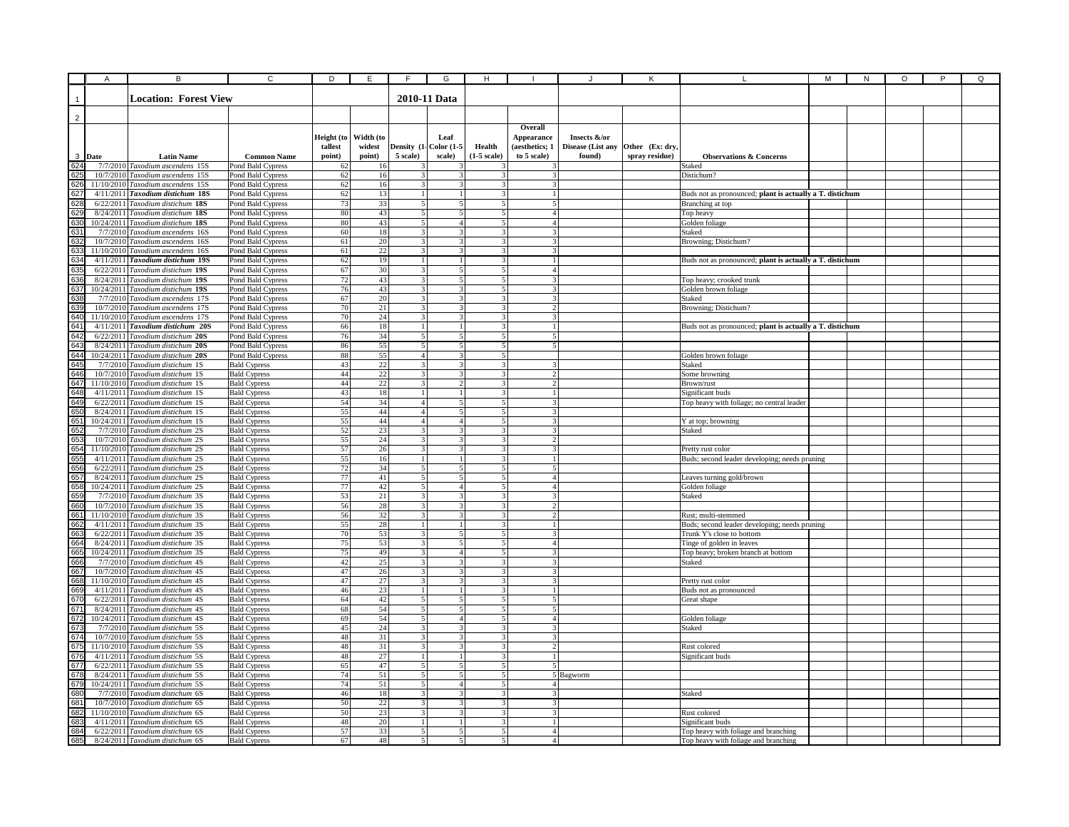| Date | Latin Name | Common Name | Height (to tallest point) | Width (to widest point) | Density (1-5 scale) | Leaf Color (1-5 scale) | Health (1-5 scale) | Overall Appearance (aesthetics; 1 to 5 scale) | Insects &/or Disease (List any found) | Other (Ex: dry, spray residue) | Observations & Concerns |
|---|---|---|---|---|---|---|---|---|---|---|---|
| **Location: Forest View** | | | | | **2010-11 Data** | | | | | | |
| 7/7/2010 | *Taxodium ascendens* 15S | Pond Bald Cypress | 62 | 16 | 3 | 3 | 3 | 3 | | | Staked |
| 10/7/2010 | *Taxodium ascendens* 15S | Pond Bald Cypress | 62 | 16 | 3 | 3 | 3 | 3 | | | Distichum? |
| 11/10/2010 | *Taxodium ascendens* 15S | Pond Bald Cypress | 62 | 16 | 3 | 3 | 3 | 3 | | | |
| 4/11/2011 | ***Taxodium distichum* 18S** | Pond Bald Cypress | 62 | 13 | 1 | 1 | 3 | 1 | | | Buds not as pronounced; **plant is actually a T. distichum** |
| 6/22/2011 | *Taxodium distichum* **18S** | Pond Bald Cypress | 73 | 33 | 5 | 5 | 5 | 5 | | | Branching at top |
| 8/24/2011 | *Taxodium distichum* **18S** | Pond Bald Cypress | 80 | 43 | 5 | 5 | 5 | 4 | | | Top heavy |
| 10/24/2011 | *Taxodium distichum* **18S** | Pond Bald Cypress | 80 | 43 | 5 | 4 | 5 | 4 | | | Golden foliage |
| 7/7/2010 | *Taxodium ascendens* 16S | Pond Bald Cypress | 60 | 18 | 3 | 3 | 3 | 3 | | | Staked |
| 10/7/2010 | *Taxodium ascendens* 16S | Pond Bald Cypress | 61 | 20 | 3 | 3 | 3 | 3 | | | Browning; Distichum? |
| 11/10/2010 | *Taxodium ascendens* 16S | Pond Bald Cypress | 61 | 22 | 3 | 3 | 3 | 3 | | | |
| 4/11/2011 | ***Taxodium distichum* 19S** | Pond Bald Cypress | 62 | 19 | 1 | 1 | 3 | 1 | | | Buds not as pronounced; **plant is actually a T. distichum** |
| 6/22/2011 | *Taxodium distichum* **19S** | Pond Bald Cypress | 67 | 30 | 3 | 5 | 5 | 4 | | | |
| 8/24/2011 | *Taxodium distichum* **19S** | Pond Bald Cypress | 72 | 43 | 3 | 5 | 5 | 3 | | | Top heavy; crooked trunk |
| 10/24/2011 | *Taxodium distichum* **19S** | Pond Bald Cypress | 76 | 43 | 3 | 3 | 5 | 3 | | | Golden brown foliage |
| 7/7/2010 | *Taxodium ascendens* 17S | Pond Bald Cypress | 67 | 20 | 3 | 3 | 3 | 3 | | | Staked |
| 10/7/2010 | *Taxodium ascendens* 17S | Pond Bald Cypress | 70 | 21 | 3 | 3 | 3 | 2 | | | Browning; Distichum? |
| 11/10/2010 | *Taxodium ascendens* 17S | Pond Bald Cypress | 70 | 24 | 3 | 3 | 3 | 3 | | | |
| 4/11/2011 | ***Taxodium distichum* 20S** | Pond Bald Cypress | 66 | 18 | 1 | 1 | 3 | 1 | | | Buds not as pronounced; **plant is actually a T. distichum** |
| 6/22/2011 | *Taxodium distichum* **20S** | Pond Bald Cypress | 76 | 34 | 5 | 5 | 5 | 5 | | | |
| 8/24/2011 | *Taxodium distichum* **20S** | Pond Bald Cypress | 86 | 55 | 5 | 5 | 5 | 5 | | | |
| 10/24/2011 | *Taxodium distichum* **20S** | Pond Bald Cypress | 88 | 55 | 4 | 3 | 5 | | | | Golden brown foliage |
| 7/7/2010 | *Taxodium distichum* 1S | Bald Cypress | 43 | 22 | 3 | 3 | 3 | 3 | | | Staked |
| 10/7/2010 | *Taxodium distichum* 1S | Bald Cypress | 44 | 22 | 3 | 3 | 3 | 2 | | | Some browning |
| 11/10/2010 | *Taxodium distichum* 1S | Bald Cypress | 44 | 22 | 3 | 2 | 3 | 2 | | | Brown/rust |
| 4/11/2011 | *Taxodium distichum* 1S | Bald Cypress | 43 | 18 | 1 | 1 | 3 | 1 | | | Significant buds |
| 6/22/2011 | *Taxodium distichum* 1S | Bald Cypress | 54 | 34 | 4 | 5 | 5 | 3 | | | Top heavy with foliage; no central leader |
| 8/24/2011 | *Taxodium distichum* 1S | Bald Cypress | 55 | 44 | 4 | 5 | 5 | 3 | | | |
| 10/24/2011 | *Taxodium distichum* 1S | Bald Cypress | 55 | 44 | 4 | 4 | 5 | 3 | | | Y at top; browning |
| 7/7/2010 | *Taxodium distichum* 2S | Bald Cypress | 52 | 23 | 3 | 3 | 3 | 3 | | | Staked |
| 10/7/2010 | *Taxodium distichum* 2S | Bald Cypress | 55 | 24 | 3 | 3 | 3 | 2 | | | |
| 11/10/2010 | *Taxodium distichum* 2S | Bald Cypress | 57 | 26 | 3 | 3 | 3 | 3 | | | Pretty rust color |
| 4/11/2011 | *Taxodium distichum* 2S | Bald Cypress | 55 | 16 | 1 | 1 | 3 | 1 | | | Buds; second leader developing; needs pruning |
| 6/22/2011 | *Taxodium distichum* 2S | Bald Cypress | 72 | 34 | 5 | 5 | 5 | 5 | | | |
| 8/24/2011 | *Taxodium distichum* 2S | Bald Cypress | 77 | 41 | 5 | 5 | 5 | 4 | | | Leaves turning gold/brown |
| 10/24/2011 | *Taxodium distichum* 2S | Bald Cypress | 77 | 42 | 5 | 4 | 5 | 4 | | | Golden foliage |
| 7/7/2010 | *Taxodium distichum* 3S | Bald Cypress | 53 | 21 | 3 | 3 | 3 | 3 | | | Staked |
| 10/7/2010 | *Taxodium distichum* 3S | Bald Cypress | 56 | 28 | 3 | 3 | 3 | 2 | | | |
| 11/10/2010 | *Taxodium distichum* 3S | Bald Cypress | 56 | 32 | 3 | 3 | 3 | 2 | | | Rust; multi-stemmed |
| 4/11/2011 | *Taxodium distichum* 3S | Bald Cypress | 55 | 28 | 1 | 1 | 3 | 1 | | | Buds; second leader developing; needs pruning |
| 6/22/2011 | *Taxodium distichum* 3S | Bald Cypress | 70 | 53 | 3 | 5 | 5 | 3 | | | Trunk Y's close to bottom |
| 8/24/2011 | *Taxodium distichum* 3S | Bald Cypress | 75 | 53 | 3 | 5 | 5 | 4 | | | Tinge of golden in leaves |
| 10/24/2011 | *Taxodium distichum* 3S | Bald Cypress | 75 | 49 | 3 | 4 | 5 | 3 | | | Top heavy; broken branch at bottom |
| 7/7/2010 | *Taxodium distichum* 4S | Bald Cypress | 42 | 25 | 3 | 3 | 3 | 3 | | | Staked |
| 10/7/2010 | *Taxodium distichum* 4S | Bald Cypress | 47 | 26 | 3 | 3 | 3 | 3 | | | |
| 11/10/2010 | *Taxodium distichum* 4S | Bald Cypress | 47 | 27 | 3 | 3 | 3 | 3 | | | Pretty rust color |
| 4/11/2011 | *Taxodium distichum* 4S | Bald Cypress | 46 | 23 | 1 | 1 | 3 | 1 | | | Buds not as pronounced |
| 6/22/2011 | *Taxodium distichum* 4S | Bald Cypress | 64 | 42 | 5 | 5 | 5 | 5 | | | Great shape |
| 8/24/2011 | *Taxodium distichum* 4S | Bald Cypress | 68 | 54 | 5 | 5 | 5 | 5 | | | |
| 10/24/2011 | *Taxodium distichum* 4S | Bald Cypress | 69 | 54 | 5 | 4 | 5 | 4 | | | Golden foliage |
| 7/7/2010 | *Taxodium distichum* 5S | Bald Cypress | 45 | 24 | 3 | 3 | 3 | 3 | | | Staked |
| 10/7/2010 | *Taxodium distichum* 5S | Bald Cypress | 48 | 31 | 3 | 3 | 3 | 3 | | | |
| 11/10/2010 | *Taxodium distichum* 5S | Bald Cypress | 48 | 31 | 3 | 3 | 3 | 2 | | | Rust colored |
| 4/11/2011 | *Taxodium distichum* 5S | Bald Cypress | 48 | 27 | 1 | 1 | 3 | 1 | | | Significant buds |
| 6/22/2011 | *Taxodium distichum* 5S | Bald Cypress | 65 | 47 | 5 | 5 | 5 | 5 | | | |
| 8/24/2011 | *Taxodium distichum* 5S | Bald Cypress | 74 | 51 | 5 | 5 | 5 | 5 | Bagworm | | |
| 10/24/2011 | *Taxodium distichum* 5S | Bald Cypress | 74 | 51 | 5 | 4 | 5 | 4 | | | |
| 7/7/2010 | *Taxodium distichum* 6S | Bald Cypress | 46 | 18 | 3 | 3 | 3 | 3 | | | Staked |
| 10/7/2010 | *Taxodium distichum* 6S | Bald Cypress | 50 | 22 | 3 | 3 | 3 | 3 | | | |
| 11/10/2010 | *Taxodium distichum* 6S | Bald Cypress | 50 | 23 | 3 | 3 | 3 | 3 | | | Rust colored |
| 4/11/2011 | *Taxodium distichum* 6S | Bald Cypress | 48 | 20 | 1 | 1 | 3 | 1 | | | Significant buds |
| 6/22/2011 | *Taxodium distichum* 6S | Bald Cypress | 57 | 33 | 5 | 5 | 5 | 4 | | | Top heavy with foliage and branching |
| 8/24/2011 | *Taxodium distichum* 6S | Bald Cypress | 67 | 48 | 5 | 5 | 5 | 4 | | | Top heavy with foliage and branching |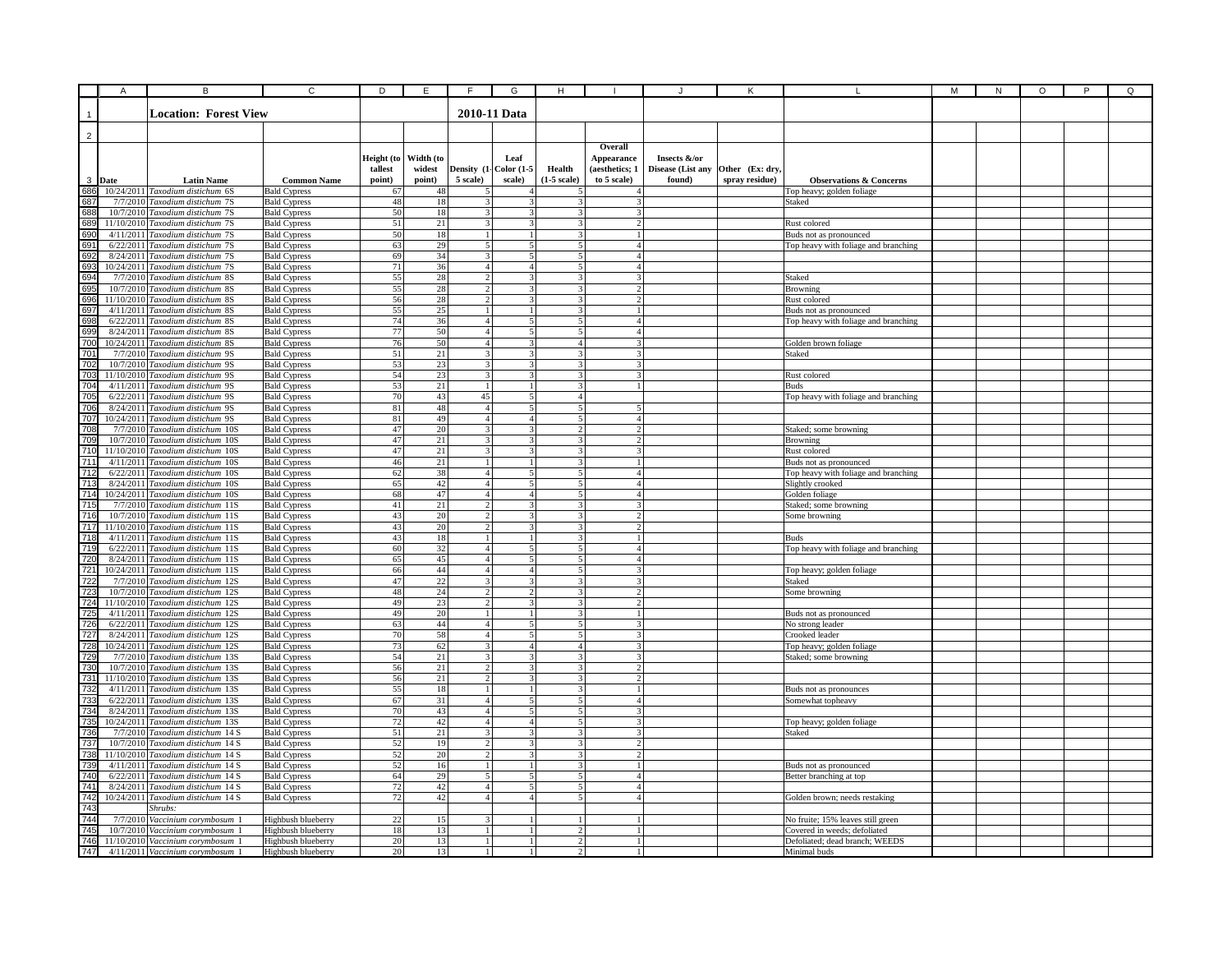## Location: Forest View

**2010-11 Data**

| Date | Latin Name | Common Name | Height (to tallest point) | Width (to widest point) | Density (1-5 scale) | Leaf Color (1-5 scale) | Health (1-5 scale) | Overall Appearance (aesthetics; 1 to 5 scale) | Insects &/or Disease (List any found) | Other (Ex: dry, spray residue) | Observations & Concerns |
|---|---|---|---|---|---|---|---|---|---|---|---|
| 10/24/2011 | *Taxodium distichum* 6S | Bald Cypress | 67 | 48 | 5 | 4 | 5 | 4 | | | Top heavy; golden foliage |
| 7/7/2010 | *Taxodium distichum* 7S | Bald Cypress | 48 | 18 | 3 | 3 | 3 | 3 | | | Staked |
| 10/7/2010 | *Taxodium distichum* 7S | Bald Cypress | 50 | 18 | 3 | 3 | 3 | 3 | | | |
| 11/10/2010 | *Taxodium distichum* 7S | Bald Cypress | 51 | 21 | 3 | 3 | 3 | 2 | | | Rust colored |
| 4/11/2011 | *Taxodium distichum* 7S | Bald Cypress | 50 | 18 | 1 | 1 | 3 | 1 | | | Buds not as pronounced |
| 6/22/2011 | *Taxodium distichum* 7S | Bald Cypress | 63 | 29 | 5 | 5 | 5 | 4 | | | Top heavy with foliage and branching |
| 8/24/2011 | *Taxodium distichum* 7S | Bald Cypress | 69 | 34 | 3 | 5 | 5 | 4 | | | |
| 10/24/2011 | *Taxodium distichum* 7S | Bald Cypress | 71 | 36 | 4 | 4 | 5 | 4 | | | |
| 7/7/2010 | *Taxodium distichum* 8S | Bald Cypress | 55 | 28 | 2 | 3 | 3 | 3 | | | Staked |
| 10/7/2010 | *Taxodium distichum* 8S | Bald Cypress | 55 | 28 | 2 | 3 | 3 | 2 | | | Browning |
| 11/10/2010 | *Taxodium distichum* 8S | Bald Cypress | 56 | 28 | 2 | 3 | 3 | 2 | | | Rust colored |
| 4/11/2011 | *Taxodium distichum* 8S | Bald Cypress | 55 | 25 | 1 | 1 | 3 | 1 | | | Buds not as pronounced |
| 6/22/2011 | *Taxodium distichum* 8S | Bald Cypress | 74 | 36 | 4 | 5 | 5 | 4 | | | Top heavy with foliage and branching |
| 8/24/2011 | *Taxodium distichum* 8S | Bald Cypress | 77 | 50 | 4 | 5 | 5 | 4 | | | |
| 10/24/2011 | *Taxodium distichum* 8S | Bald Cypress | 76 | 50 | 4 | 3 | 4 | 3 | | | Golden brown foliage |
| 7/7/2010 | *Taxodium distichum* 9S | Bald Cypress | 51 | 21 | 3 | 3 | 3 | 3 | | | Staked |
| 10/7/2010 | *Taxodium distichum* 9S | Bald Cypress | 53 | 23 | 3 | 3 | 3 | 3 | | | |
| 11/10/2010 | *Taxodium distichum* 9S | Bald Cypress | 54 | 23 | 3 | 3 | 3 | 3 | | | Rust colored |
| 4/11/2011 | *Taxodium distichum* 9S | Bald Cypress | 53 | 21 | 1 | 1 | 3 | 1 | | | Buds |
| 6/22/2011 | *Taxodium distichum* 9S | Bald Cypress | 70 | 43 | 45 | 5 | 4 | | | | Top heavy with foliage and branching |
| 8/24/2011 | *Taxodium distichum* 9S | Bald Cypress | 81 | 48 | 4 | 5 | 5 | 5 | | | |
| 10/24/2011 | *Taxodium distichum* 9S | Bald Cypress | 81 | 49 | 4 | 4 | 5 | 4 | | | |
| 7/7/2010 | *Taxodium distichum* 10S | Bald Cypress | 47 | 20 | 3 | 3 | 2 | 2 | | | Staked; some browning |
| 10/7/2010 | *Taxodium distichum* 10S | Bald Cypress | 47 | 21 | 3 | 3 | 3 | 2 | | | Browning |
| 11/10/2010 | *Taxodium distichum* 10S | Bald Cypress | 47 | 21 | 3 | 3 | 3 | 3 | | | Rust colored |
| 4/11/2011 | *Taxodium distichum* 10S | Bald Cypress | 46 | 21 | 1 | 1 | 3 | 1 | | | Buds not as pronounced |
| 6/22/2011 | *Taxodium distichum* 10S | Bald Cypress | 62 | 38 | 4 | 5 | 5 | 4 | | | Top heavy with foliage and branching |
| 8/24/2011 | *Taxodium distichum* 10S | Bald Cypress | 65 | 42 | 4 | 5 | 5 | 4 | | | Slightly crooked |
| 10/24/2011 | *Taxodium distichum* 10S | Bald Cypress | 68 | 47 | 4 | 4 | 5 | 4 | | | Golden foliage |
| 7/7/2010 | *Taxodium distichum* 11S | Bald Cypress | 41 | 21 | 2 | 3 | 3 | 3 | | | Staked; some browning |
| 10/7/2010 | *Taxodium distichum* 11S | Bald Cypress | 43 | 20 | 2 | 3 | 3 | 2 | | | Some browning |
| 11/10/2010 | *Taxodium distichum* 11S | Bald Cypress | 43 | 20 | 2 | 3 | 3 | 2 | | | |
| 4/11/2011 | *Taxodium distichum* 11S | Bald Cypress | 43 | 18 | 1 | 1 | 3 | 1 | | | Buds |
| 6/22/2011 | *Taxodium distichum* 11S | Bald Cypress | 60 | 32 | 4 | 5 | 5 | 4 | | | Top heavy with foliage and branching |
| 8/24/2011 | *Taxodium distichum* 11S | Bald Cypress | 65 | 45 | 4 | 5 | 5 | 4 | | | |
| 10/24/2011 | *Taxodium distichum* 11S | Bald Cypress | 66 | 44 | 4 | 4 | 5 | 3 | | | Top heavy; golden foliage |
| 7/7/2010 | *Taxodium distichum* 12S | Bald Cypress | 47 | 22 | 3 | 3 | 3 | 3 | | | Staked |
| 10/7/2010 | *Taxodium distichum* 12S | Bald Cypress | 48 | 24 | 2 | 2 | 3 | 2 | | | Some browning |
| 11/10/2010 | *Taxodium distichum* 12S | Bald Cypress | 49 | 23 | 2 | 3 | 3 | 2 | | | |
| 4/11/2011 | *Taxodium distichum* 12S | Bald Cypress | 49 | 20 | 1 | 1 | 3 | 1 | | | Buds not as pronounced |
| 6/22/2011 | *Taxodium distichum* 12S | Bald Cypress | 63 | 44 | 4 | 5 | 5 | 3 | | | No strong leader |
| 8/24/2011 | *Taxodium distichum* 12S | Bald Cypress | 70 | 58 | 4 | 5 | 5 | 3 | | | Crooked leader |
| 10/24/2011 | *Taxodium distichum* 12S | Bald Cypress | 73 | 62 | 3 | 4 | 4 | 3 | | | Top heavy; golden foliage |
| 7/7/2010 | *Taxodium distichum* 13S | Bald Cypress | 54 | 21 | 3 | 3 | 3 | 3 | | | Staked; some browning |
| 10/7/2010 | *Taxodium distichum* 13S | Bald Cypress | 56 | 21 | 2 | 3 | 3 | 2 | | | |
| 11/10/2010 | *Taxodium distichum* 13S | Bald Cypress | 56 | 21 | 2 | 3 | 3 | 2 | | | |
| 4/11/2011 | *Taxodium distichum* 13S | Bald Cypress | 55 | 18 | 1 | 1 | 3 | 1 | | | Buds not as pronounces |
| 6/22/2011 | *Taxodium distichum* 13S | Bald Cypress | 67 | 31 | 4 | 5 | 5 | 4 | | | Somewhat topheavy |
| 8/24/2011 | *Taxodium distichum* 13S | Bald Cypress | 70 | 43 | 4 | 5 | 5 | 3 | | | |
| 10/24/2011 | *Taxodium distichum* 13S | Bald Cypress | 72 | 42 | 4 | 4 | 5 | 3 | | | Top heavy; golden foliage |
| 7/7/2010 | *Taxodium distichum* 14 S | Bald Cypress | 51 | 21 | 3 | 3 | 3 | 3 | | | Staked |
| 10/7/2010 | *Taxodium distichum* 14 S | Bald Cypress | 52 | 19 | 2 | 3 | 3 | 2 | | | |
| 11/10/2010 | *Taxodium distichum* 14 S | Bald Cypress | 52 | 20 | 2 | 3 | 3 | 2 | | | |
| 4/11/2011 | *Taxodium distichum* 14 S | Bald Cypress | 52 | 16 | 1 | 1 | 3 | 1 | | | Buds not as pronounced |
| 6/22/2011 | *Taxodium distichum* 14 S | Bald Cypress | 64 | 29 | 5 | 5 | 5 | 4 | | | Better branching at top |
| 8/24/2011 | *Taxodium distichum* 14 S | Bald Cypress | 72 | 42 | 4 | 5 | 5 | 4 | | | |
| 10/24/2011 | *Taxodium distichum* 14 S | Bald Cypress | 72 | 42 | 4 | 4 | 5 | 4 | | | Golden brown; needs restaking |
| | *Shrubs:* | | | | | | | | | | |
| 7/7/2010 | *Vaccinium corymbosum* 1 | Highbush blueberry | 22 | 15 | 3 | 1 | 1 | 1 | | | No fruite; 15% leaves still green |
| 10/7/2010 | *Vaccinium corymbosum* 1 | Highbush blueberry | 18 | 13 | 1 | 1 | 2 | 1 | | | Covered in weeds; defoliated |
| 11/10/2010 | *Vaccinium corymbosum* 1 | Highbush blueberry | 20 | 13 | 1 | 1 | 2 | 1 | | | Defoliated; dead branch; WEEDS |
| 4/11/2011 | *Vaccinium corymbosum* 1 | Highbush blueberry | 20 | 13 | 1 | 1 | 2 | 1 | | | Minimal buds |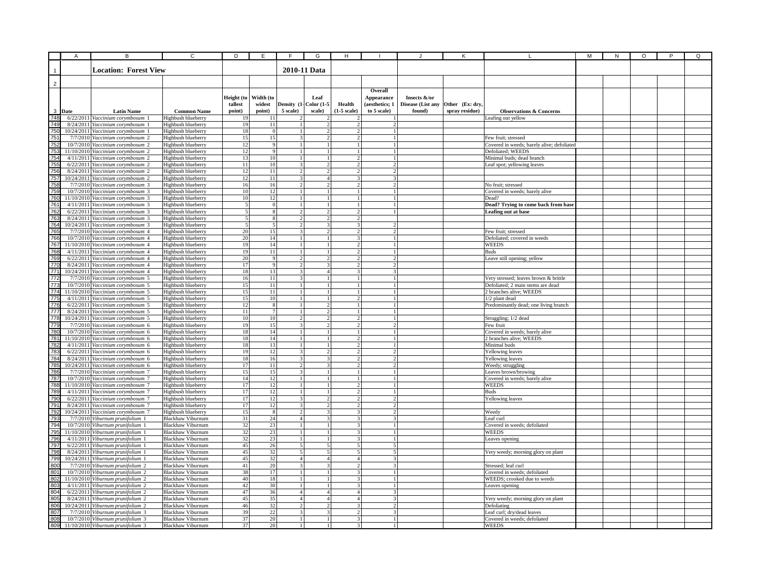**Location: Forest View** — **2010-11 Data**

| Date | Latin Name | Common Name | Height (to tallest point) | Width (to widest point) | Density (1-5 scale) | Leaf Color (1-5 scale) | Health (1-5 scale) | Overall Appearance (aesthetics; 1 to 5 scale) | Insects &/or Disease (List any found) | Other (Ex: dry, spray residue) | Observations & Concerns |
|---|---|---|---|---|---|---|---|---|---|---|---|
| 6/22/2011 | *Vaccinium corymbosum* 1 | Highbush blueberry | 19 | 11 | 2 | 2 | 2 | 1 | | | Leafing out yellow |
| 8/24/2011 | *Vaccinium corymbosum* 1 | Highbush blueberry | 19 | 11 | 1 | 2 | 2 | 2 | | | |
| 10/24/2011 | *Vaccinium corymbosum* 1 | Highbush blueberry | 18 | 0 | 1 | 2 | 2 | 1 | | | |
| 7/7/2010 | *Vaccinium corymbosum* 2 | Highbush blueberry | 15 | 15 | 3 | 2 | 2 | 1 | | | Few fruit; stressed |
| 10/7/2010 | *Vaccinium corymbosum* 2 | Highbush blueberry | 12 | 9 | 1 | 1 | 1 | 1 | | | Covered in weeds; barely alive; defoliated |
| 11/10/2010 | *Vaccinium corymbosum* 2 | Highbush blueberry | 12 | 9 | 1 | 1 | 1 | 1 | | | Defoliated; WEEDS |
| 4/11/2011 | *Vaccinium corymbosum* 2 | Highbush blueberry | 13 | 10 | 1 | 1 | 2 | 1 | | | Minimal buds; dead branch |
| 6/22/2011 | *Vaccinium corymbosum* 2 | Highbush blueberry | 11 | 10 | 3 | 2 | 2 | 2 | | | Leaf spot; yellowing leaves |
| 8/24/2011 | *Vaccinium corymbosum* 2 | Highbush blueberry | 12 | 11 | 2 | 2 | 2 | 2 | | | |
| 10/24/2011 | *Vaccinium corymbosum* 2 | Highbush blueberry | 12 | 11 | 3 | 4 | 3 | 3 | | | |
| 7/7/2010 | *Vaccinium corymbosum* 3 | Highbush blueberry | 16 | 16 | 2 | 2 | 2 | 2 | | | No fruit; stressed |
| 10/7/2010 | *Vaccinium corymbosum* 3 | Highbush blueberry | 10 | 12 | 1 | 1 | 1 | 1 | | | Covered in weeds; barely alive |
| 11/10/2010 | *Vaccinium corymbosum* 3 | Highbush blueberry | 10 | 12 | 1 | 1 | 1 | 1 | | | Dead? |
| 4/11/2011 | *Vaccinium corymbosum* 3 | Highbush blueberry | 5 | 0 | 1 | 1 | 1 | 1 | | | **Dead? Trying to come back from base** |
| 6/22/2011 | *Vaccinium corymbosum* 3 | Highbush blueberry | 5 | 8 | 2 | 2 | 2 | 1 | | | **Leafing out at base** |
| 8/24/2011 | *Vaccinium corymbosum* 3 | Highbush blueberry | 5 | 8 | 2 | 2 | 2 | | | | |
| 10/24/2011 | *Vaccinium corymbosum* 3 | Highbush blueberry | 5 | 5 | 2 | 3 | 3 | 2 | | | |
| 7/7/2010 | *Vaccinium corymbosum* 4 | Highbush blueberry | 20 | 15 | 3 | 2 | 2 | 2 | | | Few fruit; stressed |
| 10/7/2010 | *Vaccinium corymbosum* 4 | Highbush blueberry | 20 | 14 | 1 | 1 | 3 | 1 | | | Defoliated; covered in weeds |
| 11/10/2010 | *Vaccinium corymbosum* 4 | Highbush blueberry | 19 | 14 | 1 | 1 | 2 | 1 | | | WEEDS |
| 4/11/2011 | *Vaccinium corymbosum* 4 | Highbush blueberry | 19 | 11 | 1 | 1 | 2 | 1 | | | Buds |
| 6/22/2011 | *Vaccinium corymbosum* 4 | Highbush blueberry | 20 | 9 | 2 | 2 | 2 | 2 | | | Leave still opening; yellow |
| 8/24/2011 | *Vaccinium corymbosum* 4 | Highbush blueberry | 17 | 9 | 2 | 3 | 2 | 2 | | | |
| 10/24/2011 | *Vaccinium corymbosum* 4 | Highbush blueberry | 18 | 13 | 3 | 4 | 3 | 3 | | | |
| 7/7/2010 | *Vaccinium corymbosum* 5 | Highbush blueberry | 16 | 11 | 3 | 1 | 1 | 1 | | | Very stressed; leaves brown & brittle |
| 10/7/2010 | *Vaccinium corymbosum* 5 | Highbush blueberry | 15 | 11 | 1 | 1 | 1 | 1 | | | Defoliated; 2 main stems are dead |
| 11/10/2010 | *Vaccinium corymbosum* 5 | Highbush blueberry | 15 | 11 | 1 | 1 | 1 | 1 | | | 2 branches alive; WEEDS |
| 4/11/2011 | *Vaccinium corymbosum* 5 | Highbush blueberry | 15 | 10 | 1 | 1 | 2 | 1 | | | 1/2 plant dead |
| 6/22/2011 | *Vaccinium corymbosum* 5 | Highbush blueberry | 12 | 8 | 1 | 2 | 1 | 1 | | | Predominantly dead; one living branch |
| 8/24/2011 | *Vaccinium corymbosum* 5 | Highbush blueberry | 11 | 7 | 1 | 2 | 1 | 1 | | | |
| 10/24/2011 | *Vaccinium corymbosum* 5 | Highbush blueberry | 10 | 10 | 2 | 2 | 2 | 1 | | | Struggling; 1/2 dead |
| 7/7/2010 | *Vaccinium corymbosum* 6 | Highbush blueberry | 19 | 15 | 3 | 2 | 2 | 2 | | | Few fruit |
| 10/7/2010 | *Vaccinium corymbosum* 6 | Highbush blueberry | 18 | 14 | 1 | 1 | 1 | 1 | | | Covered in weeds; barely alive |
| 11/10/2010 | *Vaccinium corymbosum* 6 | Highbush blueberry | 18 | 14 | 1 | 1 | 2 | 1 | | | 2 branches alive; WEEDS |
| 4/11/2011 | *Vaccinium corymbosum* 6 | Highbush blueberry | 18 | 13 | 1 | 1 | 2 | 1 | | | Minimal buds |
| 6/22/2011 | *Vaccinium corymbosum* 6 | Highbush blueberry | 19 | 12 | 3 | 2 | 2 | 2 | | | Yellowing leaves |
| 8/24/2011 | *Vaccinium corymbosum* 6 | Highbush blueberry | 18 | 16 | 3 | 3 | 2 | 2 | | | Yellowing leaves |
| 10/24/2011 | *Vaccinium corymbosum* 6 | Highbush blueberry | 17 | 11 | 2 | 3 | 2 | 2 | | | Weedy; struggling |
| 7/7/2010 | *Vaccinium corymbosum* 7 | Highbush blueberry | 15 | 15 | 3 | 1 | 1 | 1 | | | Leaves brown/browing |
| 10/7/2010 | *Vaccinium corymbosum* 7 | Highbush blueberry | 14 | 12 | 1 | 1 | 1 | 1 | | | Covered in weeds; barely alive |
| 11/10/2010 | *Vaccinium corymbosum* 7 | Highbush blueberry | 17 | 12 | 1 | 1 | 2 | 1 | | | WEEDS |
| 4/11/2011 | *Vaccinium corymbosum* 7 | Highbush blueberry | 17 | 12 | 1 | 1 | 2 | 1 | | | Buds |
| 6/22/2011 | *Vaccinium corymbosum* 7 | Highbush blueberry | 17 | 12 | 3 | 2 | 2 | 2 | | | Yellowing leaves |
| 8/24/2011 | *Vaccinium corymbosum* 7 | Highbush blueberry | 17 | 12 | 3 | 2 | 2 | 2 | | | |
| 10/24/2011 | *Vaccinium corymbosum* 7 | Highbush blueberry | 15 | 8 | 2 | 3 | 3 | 2 | | | Weedy |
| 7/7/2010 | *Viburnum prunifolium* 1 | Blackhaw Viburnum | 31 | 24 | 4 | 3 | 3 | 3 | | | Leaf curl |
| 10/7/2010 | *Viburnum prunifolium* 1 | Blackhaw Viburnum | 32 | 23 | 1 | 1 | 3 | 1 | | | Covered in weeds; defoliated |
| 11/10/2010 | *Viburnum prunifolium* 1 | Blackhaw Viburnum | 32 | 23 | 1 | 1 | 3 | 1 | | | WEEDS |
| 4/11/2011 | *Viburnum prunifolium* 1 | Blackhaw Viburnum | 32 | 23 | 1 | 1 | 3 | 1 | | | Leaves opening |
| 6/22/2011 | *Viburnum prunifolium* 1 | Blackhaw Viburnum | 45 | 26 | 5 | 5 | 5 | 5 | | | |
| 8/24/2011 | *Viburnum prunifolium* 1 | Blackhaw Viburnum | 45 | 32 | 5 | 5 | 5 | 5 | | | Very weedy; morning glory on plant |
| 10/24/2011 | *Viburnum prunifolium* 1 | Blackhaw Viburnum | 45 | 32 | 4 | 4 | 4 | 3 | | | |
| 7/7/2010 | *Viburnum prunifolium* 2 | Blackhaw Viburnum | 41 | 20 | 3 | 3 | 2 | 3 | | | Stressed; leaf curl |
| 10/7/2010 | *Viburnum prunifolium* 2 | Blackhaw Viburnum | 38 | 17 | 1 | 1 | 3 | 1 | | | Covered in weeds; defoliated |
| 11/10/2010 | *Viburnum prunifolium* 2 | Blackhaw Viburnum | 40 | 18 | 1 | 1 | 3 | 1 | | | WEEDS; crooked due to weeds |
| 4/11/2011 | *Viburnum prunifolium* 2 | Blackhaw Viburnum | 42 | 30 | 1 | 1 | 3 | 1 | | | Leaves opening |
| 6/22/2011 | *Viburnum prunifolium* 2 | Blackhaw Viburnum | 47 | 36 | 4 | 4 | 4 | 3 | | | |
| 8/24/2011 | *Viburnum prunifolium* 2 | Blackhaw Viburnum | 45 | 35 | 4 | 4 | 4 | 3 | | | Very weedy; morning glory on plant |
| 10/24/2011 | *Viburnum prunifolium* 2 | Blackhaw Viburnum | 46 | 32 | 2 | 2 | 3 | 2 | | | Defoliating |
| 7/7/2010 | *Viburnum prunifolium* 3 | Blackhaw Viburnum | 39 | 22 | 3 | 3 | 2 | 3 | | | Leaf curl; dry/dead leaves |
| 10/7/2010 | *Viburnum prunifolium* 3 | Blackhaw Viburnum | 37 | 20 | 1 | 1 | 3 | 1 | | | Covered in weeds; defoliated |
| 11/10/2010 | *Viburnum prunifolium* 3 | Blackhaw Viburnum | 37 | 20 | 1 | 1 | 3 | 1 | | | WEEDS |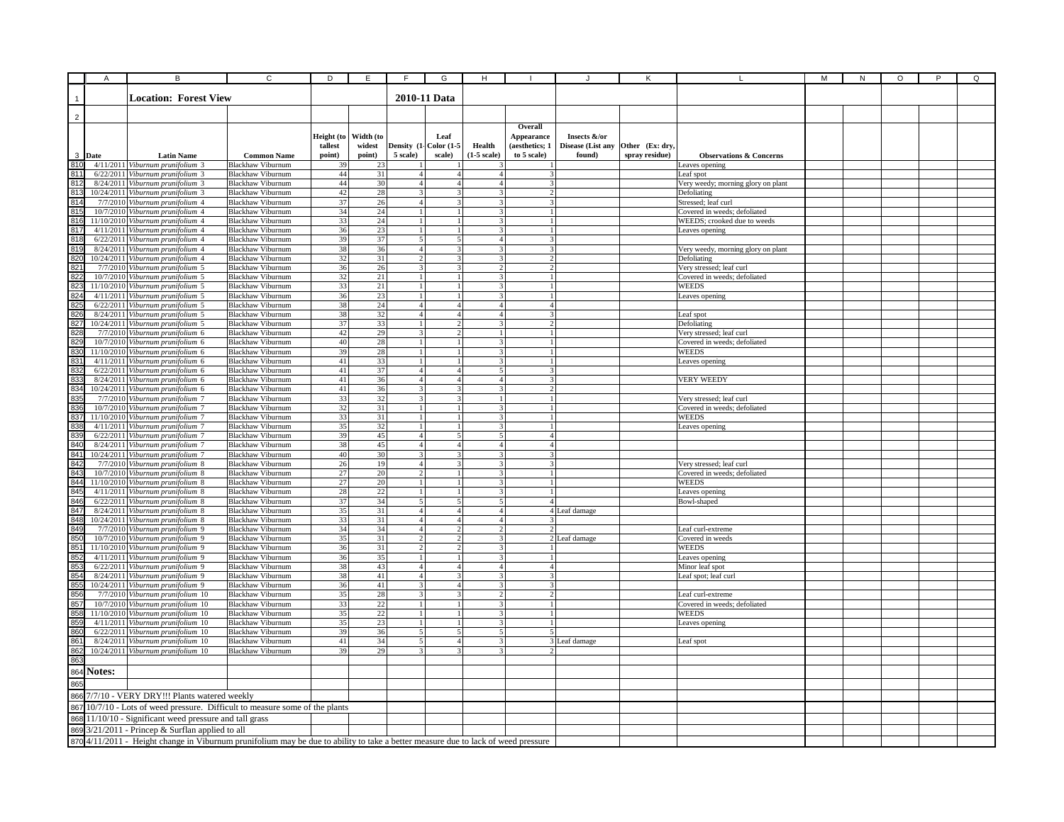**Location: Forest View** — **2010-11 Data**

| Date | Latin Name | Common Name | Height (to tallest point) | Width (to widest point) | Density (1-5 scale) | Leaf Color (1-5 scale) | Health (1-5 scale) | Overall Appearance (aesthetics; 1 to 5 scale) | Insects &/or Disease (List any found) | Other (Ex: dry, spray residue) | Observations & Concerns |
|---|---|---|---|---|---|---|---|---|---|---|---|
| 4/11/2011 | *Viburnum prunifolium* 3 | Blackhaw Viburnum | 39 | 23 | 1 | 1 | 3 | 1 | | | Leaves opening |
| 6/22/2011 | *Viburnum prunifolium* 3 | Blackhaw Viburnum | 44 | 31 | 4 | 4 | 4 | 3 | | | Leaf spot |
| 8/24/2011 | *Viburnum prunifolium* 3 | Blackhaw Viburnum | 44 | 30 | 4 | 4 | 4 | 3 | | | Very weedy; morning glory on plant |
| 10/24/2011 | *Viburnum prunifolium* 3 | Blackhaw Viburnum | 42 | 28 | 3 | 3 | 3 | 2 | | | Defoliating |
| 7/7/2010 | *Viburnum prunifolium* 4 | Blackhaw Viburnum | 37 | 26 | 4 | 3 | 3 | 3 | | | Stressed; leaf curl |
| 10/7/2010 | *Viburnum prunifolium* 4 | Blackhaw Viburnum | 34 | 24 | 1 | 1 | 3 | 1 | | | Covered in weeds; defoliated |
| 11/10/2010 | *Viburnum prunifolium* 4 | Blackhaw Viburnum | 33 | 24 | 1 | 1 | 3 | 1 | | | WEEDS; crooked due to weeds |
| 4/11/2011 | *Viburnum prunifolium* 4 | Blackhaw Viburnum | 36 | 23 | 1 | 1 | 3 | 1 | | | Leaves opening |
| 6/22/2011 | *Viburnum prunifolium* 4 | Blackhaw Viburnum | 39 | 37 | 5 | 5 | 4 | 3 | | | |
| 8/24/2011 | *Viburnum prunifolium* 4 | Blackhaw Viburnum | 38 | 36 | 4 | 3 | 3 | 3 | | | Very weedy, morning glory on plant |
| 10/24/2011 | *Viburnum prunifolium* 4 | Blackhaw Viburnum | 32 | 31 | 2 | 3 | 3 | 2 | | | Defoliating |
| 7/7/2010 | *Viburnum prunifolium* 5 | Blackhaw Viburnum | 36 | 26 | 3 | 3 | 2 | 2 | | | Very stressed; leaf curl |
| 10/7/2010 | *Viburnum prunifolium* 5 | Blackhaw Viburnum | 32 | 21 | 1 | 1 | 3 | 1 | | | Covered in weeds; defoliated |
| 11/10/2010 | *Viburnum prunifolium* 5 | Blackhaw Viburnum | 33 | 21 | 1 | 1 | 3 | 1 | | | WEEDS |
| 4/11/2011 | *Viburnum prunifolium* 5 | Blackhaw Viburnum | 36 | 23 | 1 | 1 | 3 | 1 | | | Leaves opening |
| 6/22/2011 | *Viburnum prunifolium* 5 | Blackhaw Viburnum | 38 | 24 | 4 | 4 | 4 | 4 | | | |
| 8/24/2011 | *Viburnum prunifolium* 5 | Blackhaw Viburnum | 38 | 32 | 4 | 4 | 4 | 3 | | | Leaf spot |
| 10/24/2011 | *Viburnum prunifolium* 5 | Blackhaw Viburnum | 37 | 33 | 1 | 2 | 3 | 2 | | | Defoliating |
| 7/7/2010 | *Viburnum prunifolium* 6 | Blackhaw Viburnum | 42 | 29 | 3 | 2 | 1 | 1 | | | Very stressed; leaf curl |
| 10/7/2010 | *Viburnum prunifolium* 6 | Blackhaw Viburnum | 40 | 28 | 1 | 1 | 3 | 1 | | | Covered in weeds; defoliated |
| 11/10/2010 | *Viburnum prunifolium* 6 | Blackhaw Viburnum | 39 | 28 | 1 | 1 | 3 | 1 | | | WEEDS |
| 4/11/2011 | *Viburnum prunifolium* 6 | Blackhaw Viburnum | 41 | 33 | 1 | 1 | 3 | 1 | | | Leaves opening |
| 6/22/2011 | *Viburnum prunifolium* 6 | Blackhaw Viburnum | 41 | 37 | 4 | 4 | 5 | 3 | | | |
| 8/24/2011 | *Viburnum prunifolium* 6 | Blackhaw Viburnum | 41 | 36 | 4 | 4 | 4 | 3 | | | VERY WEEDY |
| 10/24/2011 | *Viburnum prunifolium* 6 | Blackhaw Viburnum | 41 | 36 | 3 | 3 | 3 | 2 | | | |
| 7/7/2010 | *Viburnum prunifolium* 7 | Blackhaw Viburnum | 33 | 32 | 3 | 3 | 1 | 1 | | | Very stressed; leaf curl |
| 10/7/2010 | *Viburnum prunifolium* 7 | Blackhaw Viburnum | 32 | 31 | 1 | 1 | 3 | 1 | | | Covered in weeds; defoliated |
| 11/10/2010 | *Viburnum prunifolium* 7 | Blackhaw Viburnum | 33 | 31 | 1 | 1 | 3 | 1 | | | WEEDS |
| 4/11/2011 | *Viburnum prunifolium* 7 | Blackhaw Viburnum | 35 | 32 | 1 | 1 | 3 | 1 | | | Leaves opening |
| 6/22/2011 | *Viburnum prunifolium* 7 | Blackhaw Viburnum | 39 | 45 | 4 | 5 | 5 | 4 | | | |
| 8/24/2011 | *Viburnum prunifolium* 7 | Blackhaw Viburnum | 38 | 45 | 4 | 4 | 4 | 4 | | | |
| 10/24/2011 | *Viburnum prunifolium* 7 | Blackhaw Viburnum | 40 | 30 | 3 | 3 | 3 | 3 | | | |
| 7/7/2010 | *Viburnum prunifolium* 8 | Blackhaw Viburnum | 26 | 19 | 4 | 3 | 3 | 3 | | | Very stressed; leaf curl |
| 10/7/2010 | *Viburnum prunifolium* 8 | Blackhaw Viburnum | 27 | 20 | 2 | 1 | 3 | 1 | | | Covered in weeds; defoliated |
| 11/10/2010 | *Viburnum prunifolium* 8 | Blackhaw Viburnum | 27 | 20 | 1 | 1 | 3 | 1 | | | WEEDS |
| 4/11/2011 | *Viburnum prunifolium* 8 | Blackhaw Viburnum | 28 | 22 | 1 | 1 | 3 | 1 | | | Leaves opening |
| 6/22/2011 | *Viburnum prunifolium* 8 | Blackhaw Viburnum | 37 | 34 | 5 | 5 | 5 | 4 | | | Bowl-shaped |
| 8/24/2011 | *Viburnum prunifolium* 8 | Blackhaw Viburnum | 35 | 31 | 4 | 4 | 4 | 4 | Leaf damage | | |
| 10/24/2011 | *Viburnum prunifolium* 8 | Blackhaw Viburnum | 33 | 31 | 4 | 4 | 4 | 3 | | | |
| 7/7/2010 | *Viburnum prunifolium* 9 | Blackhaw Viburnum | 34 | 34 | 4 | 2 | 2 | 2 | | | Leaf curl-extreme |
| 10/7/2010 | *Viburnum prunifolium* 9 | Blackhaw Viburnum | 35 | 31 | 2 | 2 | 3 | 2 | Leaf damage | | Covered in weeds |
| 11/10/2010 | *Viburnum prunifolium* 9 | Blackhaw Viburnum | 36 | 31 | 2 | 2 | 3 | 1 | | | WEEDS |
| 4/11/2011 | *Viburnum prunifolium* 9 | Blackhaw Viburnum | 36 | 35 | 1 | 1 | 3 | 1 | | | Leaves opening |
| 6/22/2011 | *Viburnum prunifolium* 9 | Blackhaw Viburnum | 38 | 43 | 4 | 4 | 4 | 4 | | | Minor leaf spot |
| 8/24/2011 | *Viburnum prunifolium* 9 | Blackhaw Viburnum | 38 | 41 | 4 | 3 | 3 | 3 | | | Leaf spot; leaf curl |
| 10/24/2011 | *Viburnum prunifolium* 9 | Blackhaw Viburnum | 36 | 41 | 3 | 4 | 3 | 3 | | | |
| 7/7/2010 | *Viburnum prunifolium* 10 | Blackhaw Viburnum | 35 | 28 | 3 | 3 | 2 | 2 | | | Leaf curl-extreme |
| 10/7/2010 | *Viburnum prunifolium* 10 | Blackhaw Viburnum | 33 | 22 | 1 | 1 | 3 | 1 | | | Covered in weeds; defoliated |
| 11/10/2010 | *Viburnum prunifolium* 10 | Blackhaw Viburnum | 35 | 22 | 1 | 1 | 3 | 1 | | | WEEDS |
| 4/11/2011 | *Viburnum prunifolium* 10 | Blackhaw Viburnum | 35 | 23 | 1 | 1 | 3 | 1 | | | Leaves opening |
| 6/22/2011 | *Viburnum prunifolium* 10 | Blackhaw Viburnum | 39 | 36 | 5 | 5 | 5 | 5 | | | |
| 8/24/2011 | *Viburnum prunifolium* 10 | Blackhaw Viburnum | 41 | 34 | 5 | 4 | 3 | 3 | Leaf damage | | Leaf spot |
| 10/24/2011 | *Viburnum prunifolium* 10 | Blackhaw Viburnum | 39 | 29 | 3 | 3 | 3 | 2 | | | |

**Notes:**

7/7/10 - VERY DRY!!! Plants watered weekly

10/7/10 - Lots of weed pressure. Difficult to measure some of the plants

11/10/10 - Significant weed pressure and tall grass

3/21/2011 - Princep & Surflan applied to all

4/11/2011 - Height change in Viburnum prunifolium may be due to ability to take a better measure due to lack of weed pressure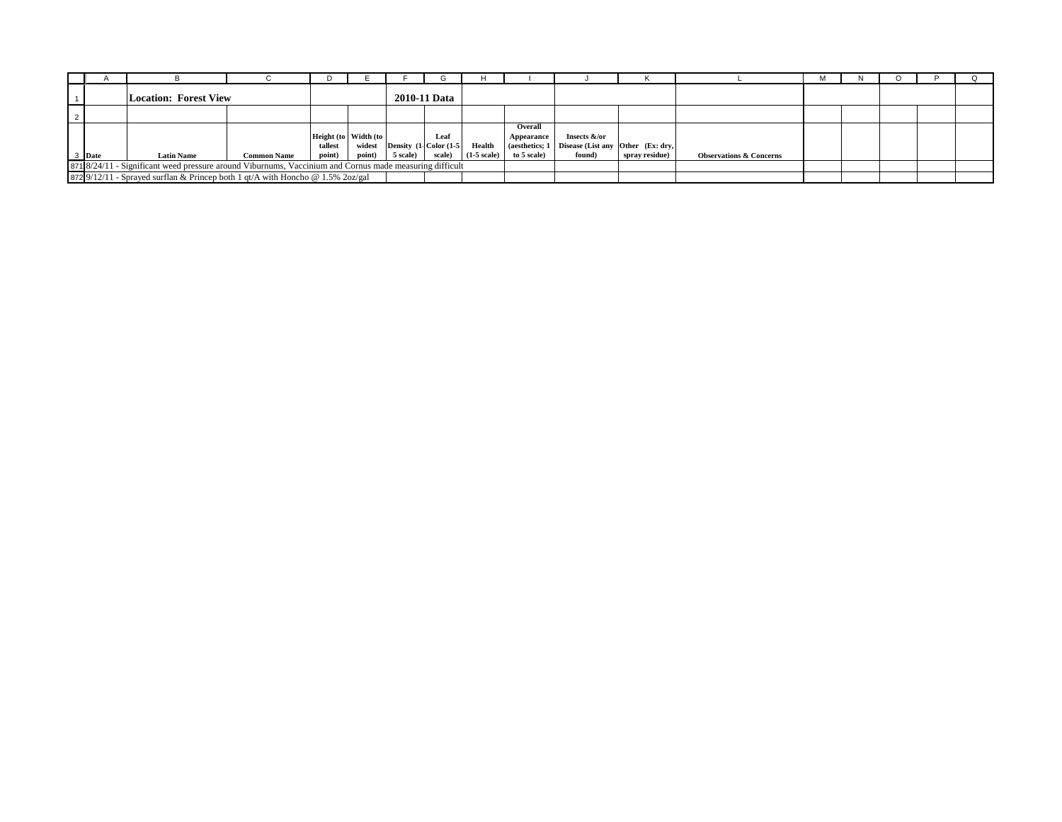| | A | B | C | D | E | F | G | H | I | J | K | L | M | N | O | P | Q |
|---|---|---|---|---|---|---|---|---|---|---|---|---|---|---|---|---|---|
| 1 | | **Location: Forest View** | | | | **2010-11 Data** | | | | | | | | | | | |
| 2 | | | | | | | | | | | | | | | | | |
| 3 | **Date** | **Latin Name** | **Common Name** | **Height (to tallest point)** | **Width (to widest point)** | **Density (1-5 scale)** | **Leaf Color (1-5 scale)** | **Health (1-5 scale)** | **Overall Appearance (aesthetics; 1 to 5 scale)** | **Insects &/or Disease (List any found)** | **Other (Ex: dry, spray residue)** | **Observations & Concerns** | | | | | |
| 871 | 8/24/11 - Significant weed pressure around Viburnums, Vaccinium and Cornus made measuring difficult | | | | | | | | | | | | | | | | |
| 872 | 9/12/11 - Sprayed surflan & Princep both 1 qt/A with Honcho @ 1.5% 2oz/gal | | | | | | | | | | | | | | | | |